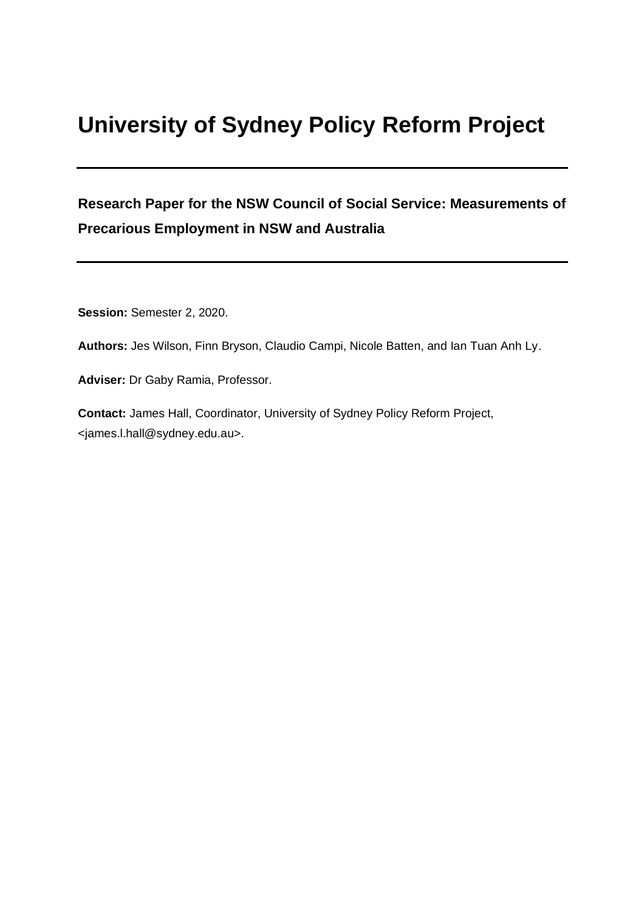# University of Sydney Policy Reform Project

---

**Research Paper for the NSW Council of Social Service: Measurements of Precarious Employment in NSW and Australia**

---

**Session:** Semester 2, 2020.

**Authors:** Jes Wilson, Finn Bryson, Claudio Campi, Nicole Batten, and Ian Tuan Anh Ly.

**Adviser:** Dr Gaby Ramia, Professor.

**Contact:** James Hall, Coordinator, University of Sydney Policy Reform Project, <james.l.hall@sydney.edu.au>.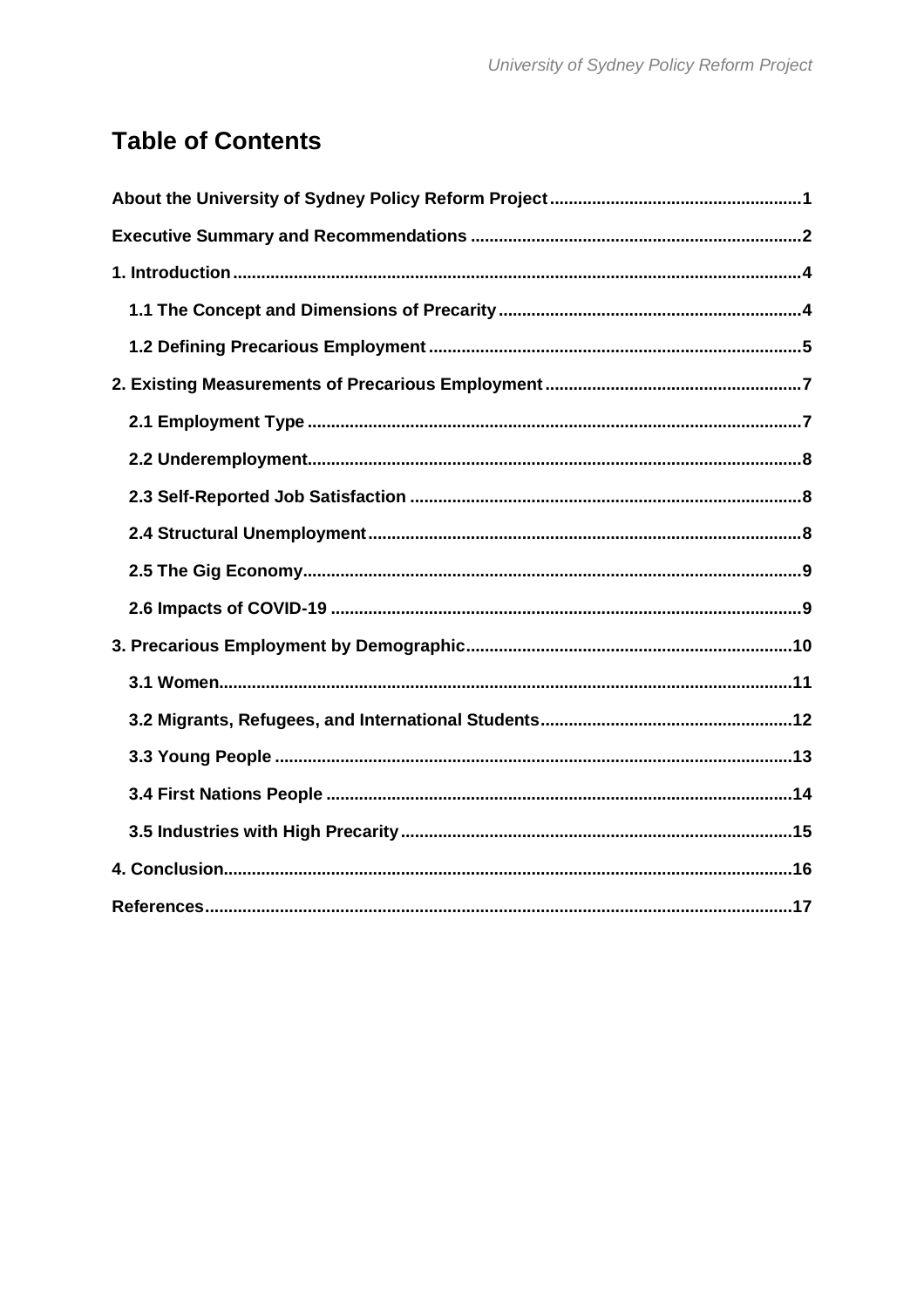# Table of Contents

About the University of Sydney Policy Reform Project ..................................................... 1

Executive Summary and Recommendations ...................................................................... 2

1. Introduction ........................................................................................................................ 4

   1.1 The Concept and Dimensions of Precarity ................................................................ 4

   1.2 Defining Precarious Employment ............................................................................... 5

2. Existing Measurements of Precarious Employment ....................................................... 7

   2.1 Employment Type ......................................................................................................... 7

   2.2 Underemployment ......................................................................................................... 8

   2.3 Self-Reported Job Satisfaction ................................................................................... 8

   2.4 Structural Unemployment ............................................................................................ 8

   2.5 The Gig Economy .......................................................................................................... 9

   2.6 Impacts of COVID-19 .................................................................................................... 9

3. Precarious Employment by Demographic ..................................................................... 10

   3.1 Women .......................................................................................................................... 11

   3.2 Migrants, Refugees, and International Students ..................................................... 12

   3.3 Young People .............................................................................................................. 13

   3.4 First Nations People ................................................................................................... 14

   3.5 Industries with High Precarity ................................................................................... 15

4. Conclusion ......................................................................................................................... 16

References ............................................................................................................................. 17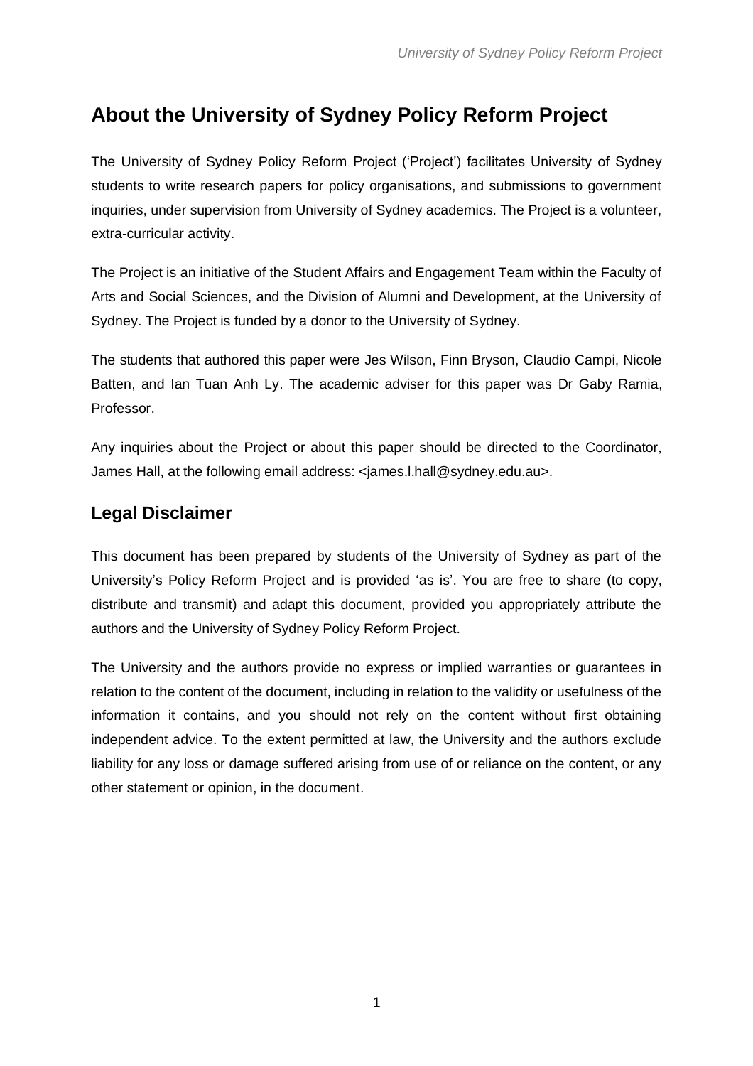## About the University of Sydney Policy Reform Project

The University of Sydney Policy Reform Project ('Project') facilitates University of Sydney students to write research papers for policy organisations, and submissions to government inquiries, under supervision from University of Sydney academics. The Project is a volunteer, extra-curricular activity.

The Project is an initiative of the Student Affairs and Engagement Team within the Faculty of Arts and Social Sciences, and the Division of Alumni and Development, at the University of Sydney. The Project is funded by a donor to the University of Sydney.

The students that authored this paper were Jes Wilson, Finn Bryson, Claudio Campi, Nicole Batten, and Ian Tuan Anh Ly. The academic adviser for this paper was Dr Gaby Ramia, Professor.

Any inquiries about the Project or about this paper should be directed to the Coordinator, James Hall, at the following email address: <james.l.hall@sydney.edu.au>.

## Legal Disclaimer

This document has been prepared by students of the University of Sydney as part of the University's Policy Reform Project and is provided 'as is'. You are free to share (to copy, distribute and transmit) and adapt this document, provided you appropriately attribute the authors and the University of Sydney Policy Reform Project.

The University and the authors provide no express or implied warranties or guarantees in relation to the content of the document, including in relation to the validity or usefulness of the information it contains, and you should not rely on the content without first obtaining independent advice. To the extent permitted at law, the University and the authors exclude liability for any loss or damage suffered arising from use of or reliance on the content, or any other statement or opinion, in the document.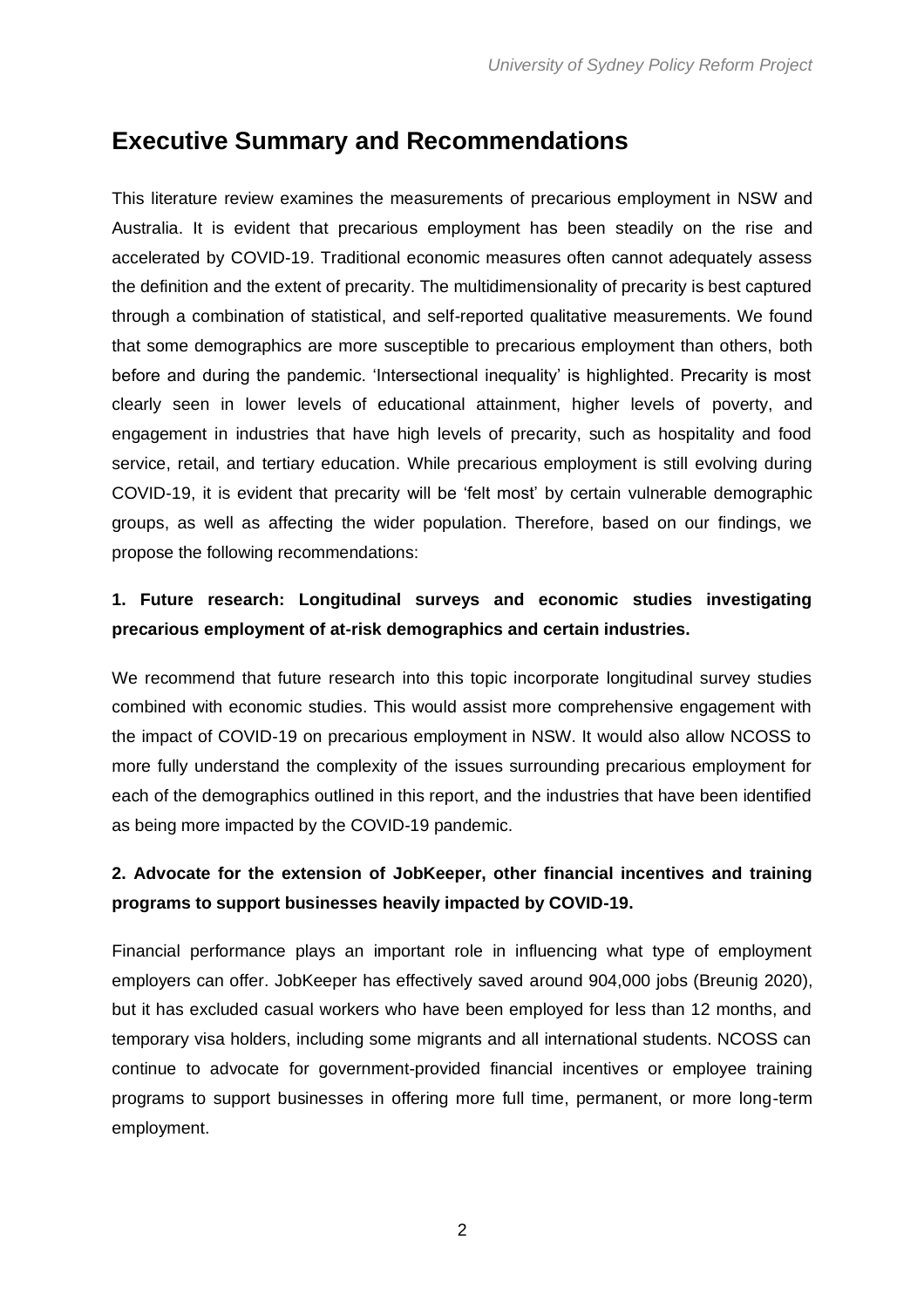## Executive Summary and Recommendations

This literature review examines the measurements of precarious employment in NSW and Australia. It is evident that precarious employment has been steadily on the rise and accelerated by COVID-19. Traditional economic measures often cannot adequately assess the definition and the extent of precarity. The multidimensionality of precarity is best captured through a combination of statistical, and self-reported qualitative measurements. We found that some demographics are more susceptible to precarious employment than others, both before and during the pandemic. 'Intersectional inequality' is highlighted. Precarity is most clearly seen in lower levels of educational attainment, higher levels of poverty, and engagement in industries that have high levels of precarity, such as hospitality and food service, retail, and tertiary education. While precarious employment is still evolving during COVID-19, it is evident that precarity will be 'felt most' by certain vulnerable demographic groups, as well as affecting the wider population. Therefore, based on our findings, we propose the following recommendations:

**1. Future research: Longitudinal surveys and economic studies investigating precarious employment of at-risk demographics and certain industries.**

We recommend that future research into this topic incorporate longitudinal survey studies combined with economic studies. This would assist more comprehensive engagement with the impact of COVID-19 on precarious employment in NSW. It would also allow NCOSS to more fully understand the complexity of the issues surrounding precarious employment for each of the demographics outlined in this report, and the industries that have been identified as being more impacted by the COVID-19 pandemic.

**2. Advocate for the extension of JobKeeper, other financial incentives and training programs to support businesses heavily impacted by COVID-19.**

Financial performance plays an important role in influencing what type of employment employers can offer. JobKeeper has effectively saved around 904,000 jobs (Breunig 2020), but it has excluded casual workers who have been employed for less than 12 months, and temporary visa holders, including some migrants and all international students. NCOSS can continue to advocate for government-provided financial incentives or employee training programs to support businesses in offering more full time, permanent, or more long-term employment.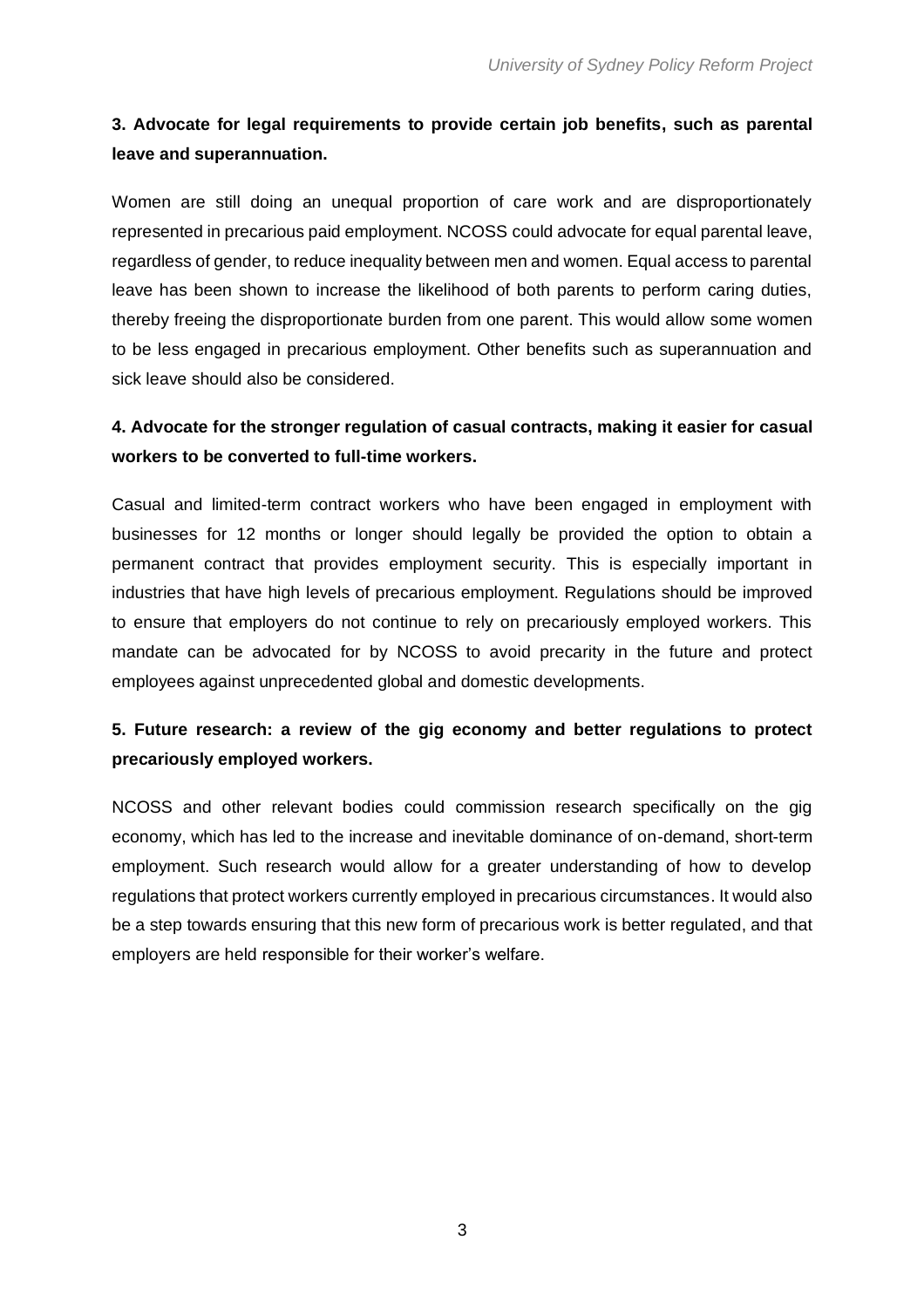**3. Advocate for legal requirements to provide certain job benefits, such as parental leave and superannuation.**

Women are still doing an unequal proportion of care work and are disproportionately represented in precarious paid employment. NCOSS could advocate for equal parental leave, regardless of gender, to reduce inequality between men and women. Equal access to parental leave has been shown to increase the likelihood of both parents to perform caring duties, thereby freeing the disproportionate burden from one parent. This would allow some women to be less engaged in precarious employment. Other benefits such as superannuation and sick leave should also be considered.

**4. Advocate for the stronger regulation of casual contracts, making it easier for casual workers to be converted to full-time workers.**

Casual and limited-term contract workers who have been engaged in employment with businesses for 12 months or longer should legally be provided the option to obtain a permanent contract that provides employment security. This is especially important in industries that have high levels of precarious employment. Regulations should be improved to ensure that employers do not continue to rely on precariously employed workers. This mandate can be advocated for by NCOSS to avoid precarity in the future and protect employees against unprecedented global and domestic developments.

**5. Future research: a review of the gig economy and better regulations to protect precariously employed workers.**

NCOSS and other relevant bodies could commission research specifically on the gig economy, which has led to the increase and inevitable dominance of on-demand, short-term employment. Such research would allow for a greater understanding of how to develop regulations that protect workers currently employed in precarious circumstances. It would also be a step towards ensuring that this new form of precarious work is better regulated, and that employers are held responsible for their worker's welfare.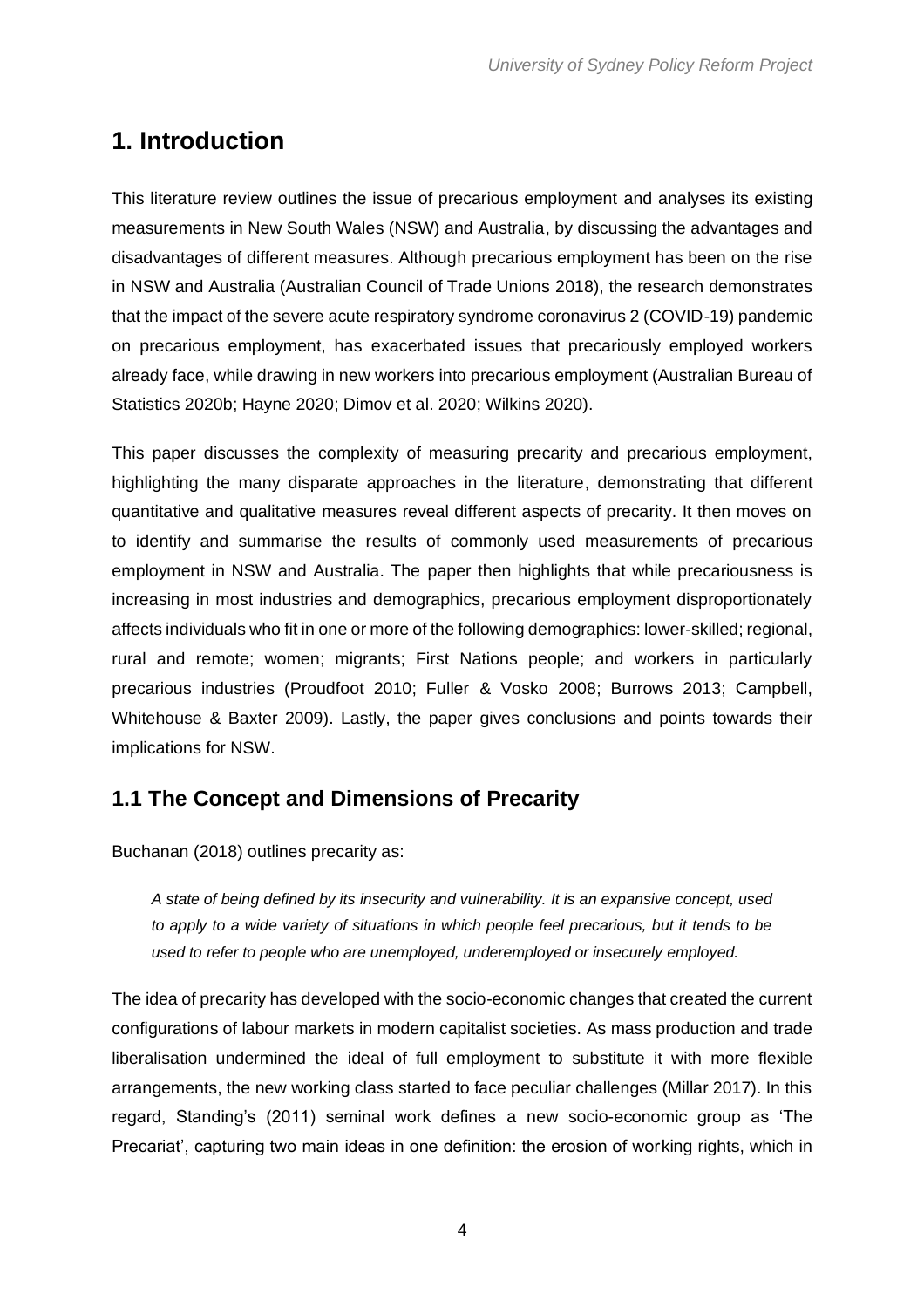# 1. Introduction

This literature review outlines the issue of precarious employment and analyses its existing measurements in New South Wales (NSW) and Australia, by discussing the advantages and disadvantages of different measures. Although precarious employment has been on the rise in NSW and Australia (Australian Council of Trade Unions 2018), the research demonstrates that the impact of the severe acute respiratory syndrome coronavirus 2 (COVID-19) pandemic on precarious employment, has exacerbated issues that precariously employed workers already face, while drawing in new workers into precarious employment (Australian Bureau of Statistics 2020b; Hayne 2020; Dimov et al. 2020; Wilkins 2020).

This paper discusses the complexity of measuring precarity and precarious employment, highlighting the many disparate approaches in the literature, demonstrating that different quantitative and qualitative measures reveal different aspects of precarity. It then moves on to identify and summarise the results of commonly used measurements of precarious employment in NSW and Australia. The paper then highlights that while precariousness is increasing in most industries and demographics, precarious employment disproportionately affects individuals who fit in one or more of the following demographics: lower-skilled; regional, rural and remote; women; migrants; First Nations people; and workers in particularly precarious industries (Proudfoot 2010; Fuller & Vosko 2008; Burrows 2013; Campbell, Whitehouse & Baxter 2009). Lastly, the paper gives conclusions and points towards their implications for NSW.

## 1.1 The Concept and Dimensions of Precarity

Buchanan (2018) outlines precarity as:

> *A state of being defined by its insecurity and vulnerability. It is an expansive concept, used to apply to a wide variety of situations in which people feel precarious, but it tends to be used to refer to people who are unemployed, underemployed or insecurely employed.*

The idea of precarity has developed with the socio-economic changes that created the current configurations of labour markets in modern capitalist societies. As mass production and trade liberalisation undermined the ideal of full employment to substitute it with more flexible arrangements, the new working class started to face peculiar challenges (Millar 2017). In this regard, Standing's (2011) seminal work defines a new socio-economic group as 'The Precariat', capturing two main ideas in one definition: the erosion of working rights, which in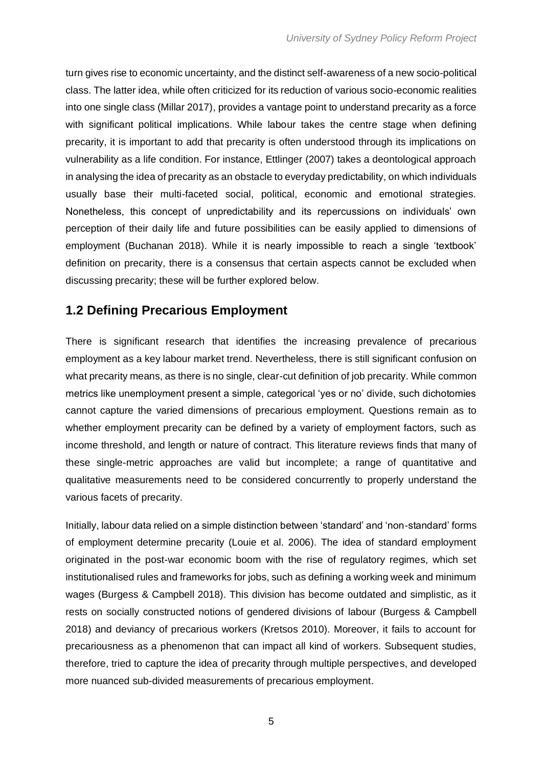turn gives rise to economic uncertainty, and the distinct self-awareness of a new socio-political class. The latter idea, while often criticized for its reduction of various socio-economic realities into one single class (Millar 2017), provides a vantage point to understand precarity as a force with significant political implications. While labour takes the centre stage when defining precarity, it is important to add that precarity is often understood through its implications on vulnerability as a life condition. For instance, Ettlinger (2007) takes a deontological approach in analysing the idea of precarity as an obstacle to everyday predictability, on which individuals usually base their multi-faceted social, political, economic and emotional strategies. Nonetheless, this concept of unpredictability and its repercussions on individuals' own perception of their daily life and future possibilities can be easily applied to dimensions of employment (Buchanan 2018). While it is nearly impossible to reach a single 'textbook' definition on precarity, there is a consensus that certain aspects cannot be excluded when discussing precarity; these will be further explored below.

## 1.2 Defining Precarious Employment

There is significant research that identifies the increasing prevalence of precarious employment as a key labour market trend. Nevertheless, there is still significant confusion on what precarity means, as there is no single, clear-cut definition of job precarity. While common metrics like unemployment present a simple, categorical 'yes or no' divide, such dichotomies cannot capture the varied dimensions of precarious employment. Questions remain as to whether employment precarity can be defined by a variety of employment factors, such as income threshold, and length or nature of contract. This literature reviews finds that many of these single-metric approaches are valid but incomplete; a range of quantitative and qualitative measurements need to be considered concurrently to properly understand the various facets of precarity.

Initially, labour data relied on a simple distinction between 'standard' and 'non-standard' forms of employment determine precarity (Louie et al. 2006). The idea of standard employment originated in the post-war economic boom with the rise of regulatory regimes, which set institutionalised rules and frameworks for jobs, such as defining a working week and minimum wages (Burgess & Campbell 2018). This division has become outdated and simplistic, as it rests on socially constructed notions of gendered divisions of labour (Burgess & Campbell 2018) and deviancy of precarious workers (Kretsos 2010). Moreover, it fails to account for precariousness as a phenomenon that can impact all kind of workers. Subsequent studies, therefore, tried to capture the idea of precarity through multiple perspectives, and developed more nuanced sub-divided measurements of precarious employment.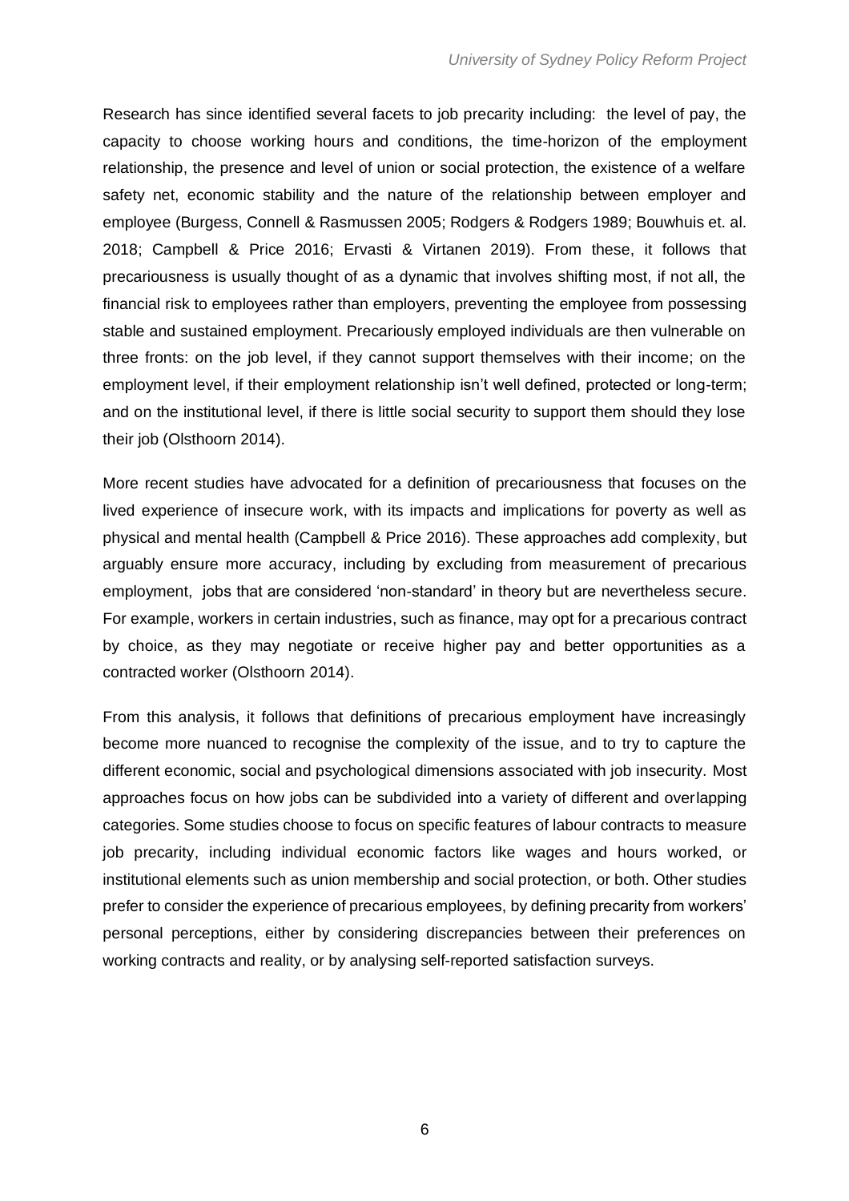Research has since identified several facets to job precarity including: the level of pay, the capacity to choose working hours and conditions, the time-horizon of the employment relationship, the presence and level of union or social protection, the existence of a welfare safety net, economic stability and the nature of the relationship between employer and employee (Burgess, Connell & Rasmussen 2005; Rodgers & Rodgers 1989; Bouwhuis et. al. 2018; Campbell & Price 2016; Ervasti & Virtanen 2019). From these, it follows that precariousness is usually thought of as a dynamic that involves shifting most, if not all, the financial risk to employees rather than employers, preventing the employee from possessing stable and sustained employment. Precariously employed individuals are then vulnerable on three fronts: on the job level, if they cannot support themselves with their income; on the employment level, if their employment relationship isn't well defined, protected or long-term; and on the institutional level, if there is little social security to support them should they lose their job (Olsthoorn 2014).

More recent studies have advocated for a definition of precariousness that focuses on the lived experience of insecure work, with its impacts and implications for poverty as well as physical and mental health (Campbell & Price 2016). These approaches add complexity, but arguably ensure more accuracy, including by excluding from measurement of precarious employment, jobs that are considered 'non-standard' in theory but are nevertheless secure. For example, workers in certain industries, such as finance, may opt for a precarious contract by choice, as they may negotiate or receive higher pay and better opportunities as a contracted worker (Olsthoorn 2014).

From this analysis, it follows that definitions of precarious employment have increasingly become more nuanced to recognise the complexity of the issue, and to try to capture the different economic, social and psychological dimensions associated with job insecurity. Most approaches focus on how jobs can be subdivided into a variety of different and overlapping categories. Some studies choose to focus on specific features of labour contracts to measure job precarity, including individual economic factors like wages and hours worked, or institutional elements such as union membership and social protection, or both. Other studies prefer to consider the experience of precarious employees, by defining precarity from workers' personal perceptions, either by considering discrepancies between their preferences on working contracts and reality, or by analysing self-reported satisfaction surveys.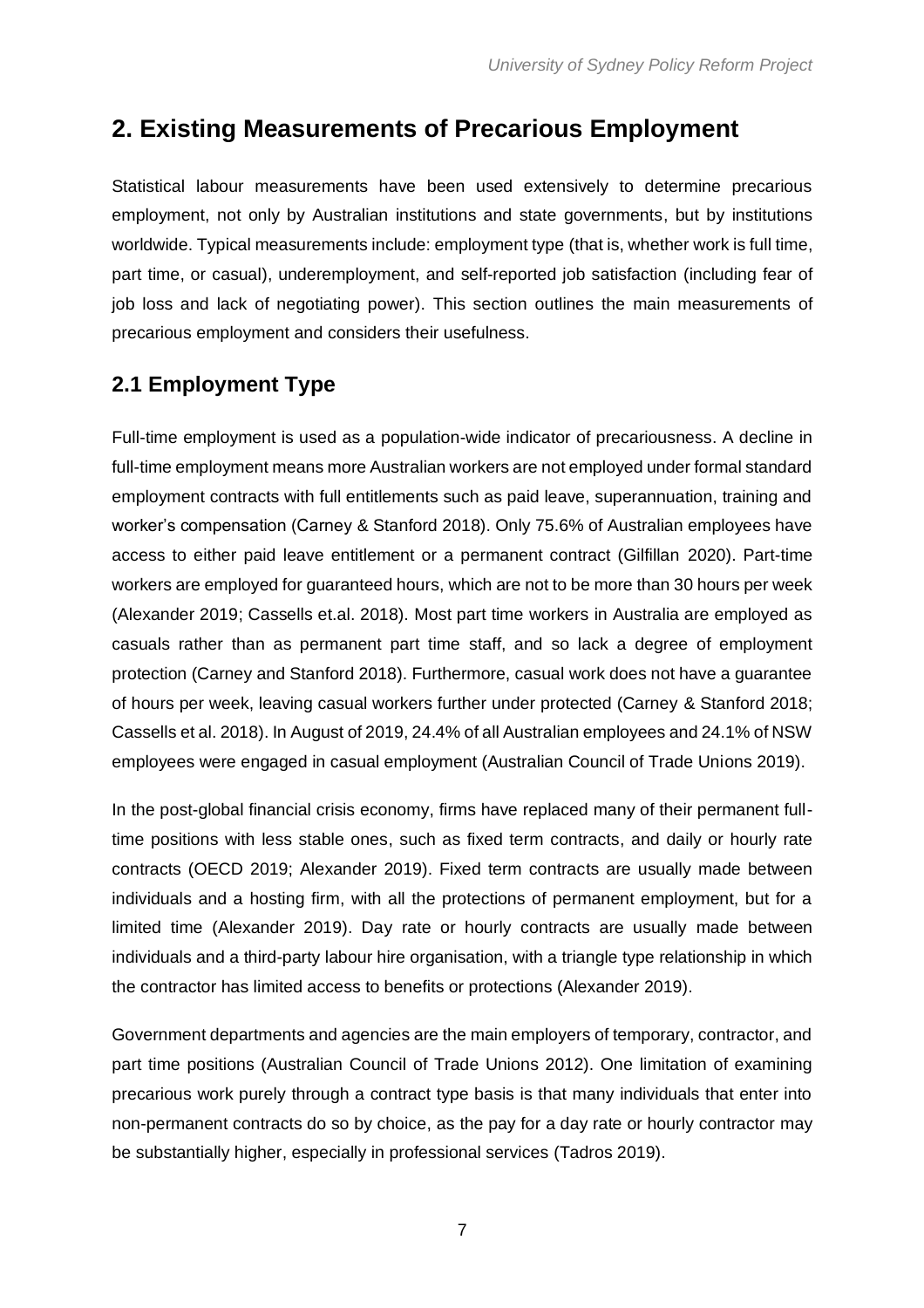## 2. Existing Measurements of Precarious Employment

Statistical labour measurements have been used extensively to determine precarious employment, not only by Australian institutions and state governments, but by institutions worldwide. Typical measurements include: employment type (that is, whether work is full time, part time, or casual), underemployment, and self-reported job satisfaction (including fear of job loss and lack of negotiating power). This section outlines the main measurements of precarious employment and considers their usefulness.

### 2.1 Employment Type

Full-time employment is used as a population-wide indicator of precariousness. A decline in full-time employment means more Australian workers are not employed under formal standard employment contracts with full entitlements such as paid leave, superannuation, training and worker's compensation (Carney & Stanford 2018). Only 75.6% of Australian employees have access to either paid leave entitlement or a permanent contract (Gilfillan 2020). Part-time workers are employed for guaranteed hours, which are not to be more than 30 hours per week (Alexander 2019; Cassells et.al. 2018). Most part time workers in Australia are employed as casuals rather than as permanent part time staff, and so lack a degree of employment protection (Carney and Stanford 2018). Furthermore, casual work does not have a guarantee of hours per week, leaving casual workers further under protected (Carney & Stanford 2018; Cassells et al. 2018). In August of 2019, 24.4% of all Australian employees and 24.1% of NSW employees were engaged in casual employment (Australian Council of Trade Unions 2019).

In the post-global financial crisis economy, firms have replaced many of their permanent full-time positions with less stable ones, such as fixed term contracts, and daily or hourly rate contracts (OECD 2019; Alexander 2019). Fixed term contracts are usually made between individuals and a hosting firm, with all the protections of permanent employment, but for a limited time (Alexander 2019). Day rate or hourly contracts are usually made between individuals and a third-party labour hire organisation, with a triangle type relationship in which the contractor has limited access to benefits or protections (Alexander 2019).

Government departments and agencies are the main employers of temporary, contractor, and part time positions (Australian Council of Trade Unions 2012). One limitation of examining precarious work purely through a contract type basis is that many individuals that enter into non-permanent contracts do so by choice, as the pay for a day rate or hourly contractor may be substantially higher, especially in professional services (Tadros 2019).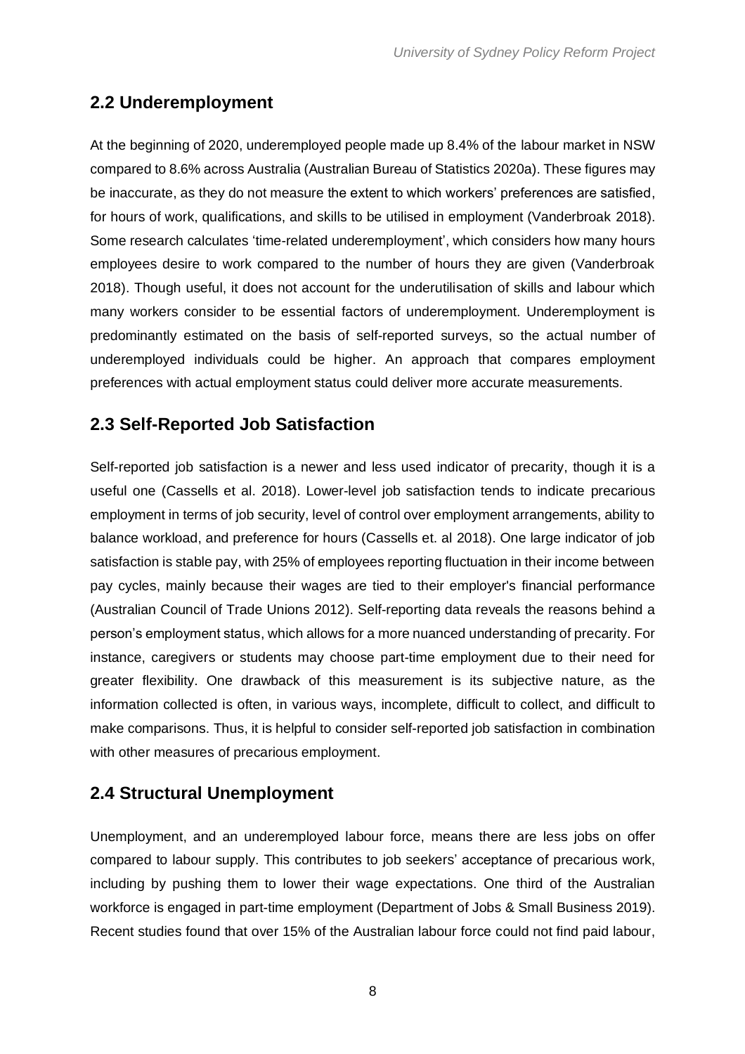## 2.2 Underemployment

At the beginning of 2020, underemployed people made up 8.4% of the labour market in NSW compared to 8.6% across Australia (Australian Bureau of Statistics 2020a). These figures may be inaccurate, as they do not measure the extent to which workers' preferences are satisfied, for hours of work, qualifications, and skills to be utilised in employment (Vanderbroak 2018). Some research calculates 'time-related underemployment', which considers how many hours employees desire to work compared to the number of hours they are given (Vanderbroak 2018). Though useful, it does not account for the underutilisation of skills and labour which many workers consider to be essential factors of underemployment. Underemployment is predominantly estimated on the basis of self-reported surveys, so the actual number of underemployed individuals could be higher. An approach that compares employment preferences with actual employment status could deliver more accurate measurements.

## 2.3 Self-Reported Job Satisfaction

Self-reported job satisfaction is a newer and less used indicator of precarity, though it is a useful one (Cassells et al. 2018). Lower-level job satisfaction tends to indicate precarious employment in terms of job security, level of control over employment arrangements, ability to balance workload, and preference for hours (Cassells et. al 2018). One large indicator of job satisfaction is stable pay, with 25% of employees reporting fluctuation in their income between pay cycles, mainly because their wages are tied to their employer's financial performance (Australian Council of Trade Unions 2012). Self-reporting data reveals the reasons behind a person's employment status, which allows for a more nuanced understanding of precarity. For instance, caregivers or students may choose part-time employment due to their need for greater flexibility. One drawback of this measurement is its subjective nature, as the information collected is often, in various ways, incomplete, difficult to collect, and difficult to make comparisons. Thus, it is helpful to consider self-reported job satisfaction in combination with other measures of precarious employment.

## 2.4 Structural Unemployment

Unemployment, and an underemployed labour force, means there are less jobs on offer compared to labour supply. This contributes to job seekers' acceptance of precarious work, including by pushing them to lower their wage expectations. One third of the Australian workforce is engaged in part-time employment (Department of Jobs & Small Business 2019). Recent studies found that over 15% of the Australian labour force could not find paid labour,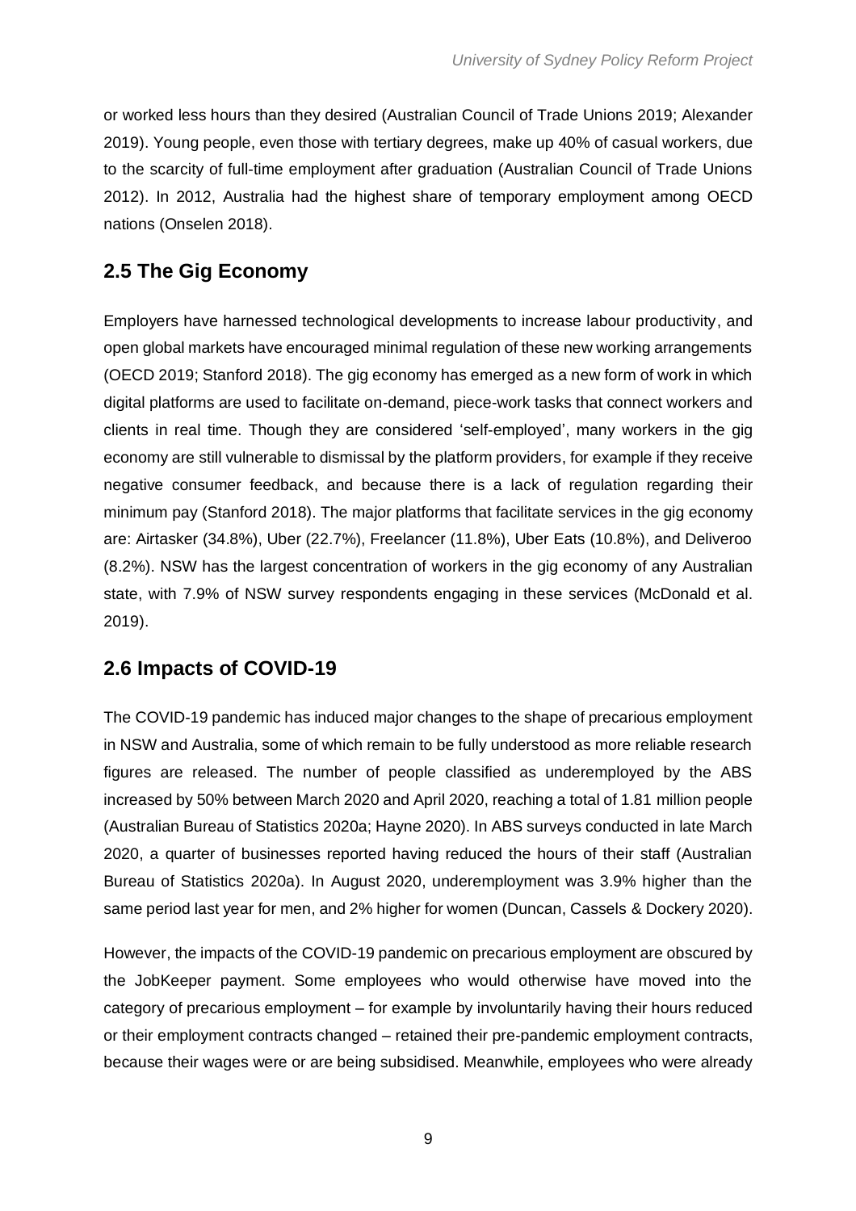or worked less hours than they desired (Australian Council of Trade Unions 2019; Alexander 2019). Young people, even those with tertiary degrees, make up 40% of casual workers, due to the scarcity of full-time employment after graduation (Australian Council of Trade Unions 2012). In 2012, Australia had the highest share of temporary employment among OECD nations (Onselen 2018).

## 2.5 The Gig Economy

Employers have harnessed technological developments to increase labour productivity, and open global markets have encouraged minimal regulation of these new working arrangements (OECD 2019; Stanford 2018). The gig economy has emerged as a new form of work in which digital platforms are used to facilitate on-demand, piece-work tasks that connect workers and clients in real time. Though they are considered 'self-employed', many workers in the gig economy are still vulnerable to dismissal by the platform providers, for example if they receive negative consumer feedback, and because there is a lack of regulation regarding their minimum pay (Stanford 2018). The major platforms that facilitate services in the gig economy are: Airtasker (34.8%), Uber (22.7%), Freelancer (11.8%), Uber Eats (10.8%), and Deliveroo (8.2%). NSW has the largest concentration of workers in the gig economy of any Australian state, with 7.9% of NSW survey respondents engaging in these services (McDonald et al. 2019).

## 2.6 Impacts of COVID-19

The COVID-19 pandemic has induced major changes to the shape of precarious employment in NSW and Australia, some of which remain to be fully understood as more reliable research figures are released. The number of people classified as underemployed by the ABS increased by 50% between March 2020 and April 2020, reaching a total of 1.81 million people (Australian Bureau of Statistics 2020a; Hayne 2020). In ABS surveys conducted in late March 2020, a quarter of businesses reported having reduced the hours of their staff (Australian Bureau of Statistics 2020a). In August 2020, underemployment was 3.9% higher than the same period last year for men, and 2% higher for women (Duncan, Cassels & Dockery 2020).

However, the impacts of the COVID-19 pandemic on precarious employment are obscured by the JobKeeper payment. Some employees who would otherwise have moved into the category of precarious employment – for example by involuntarily having their hours reduced or their employment contracts changed – retained their pre-pandemic employment contracts, because their wages were or are being subsidised. Meanwhile, employees who were already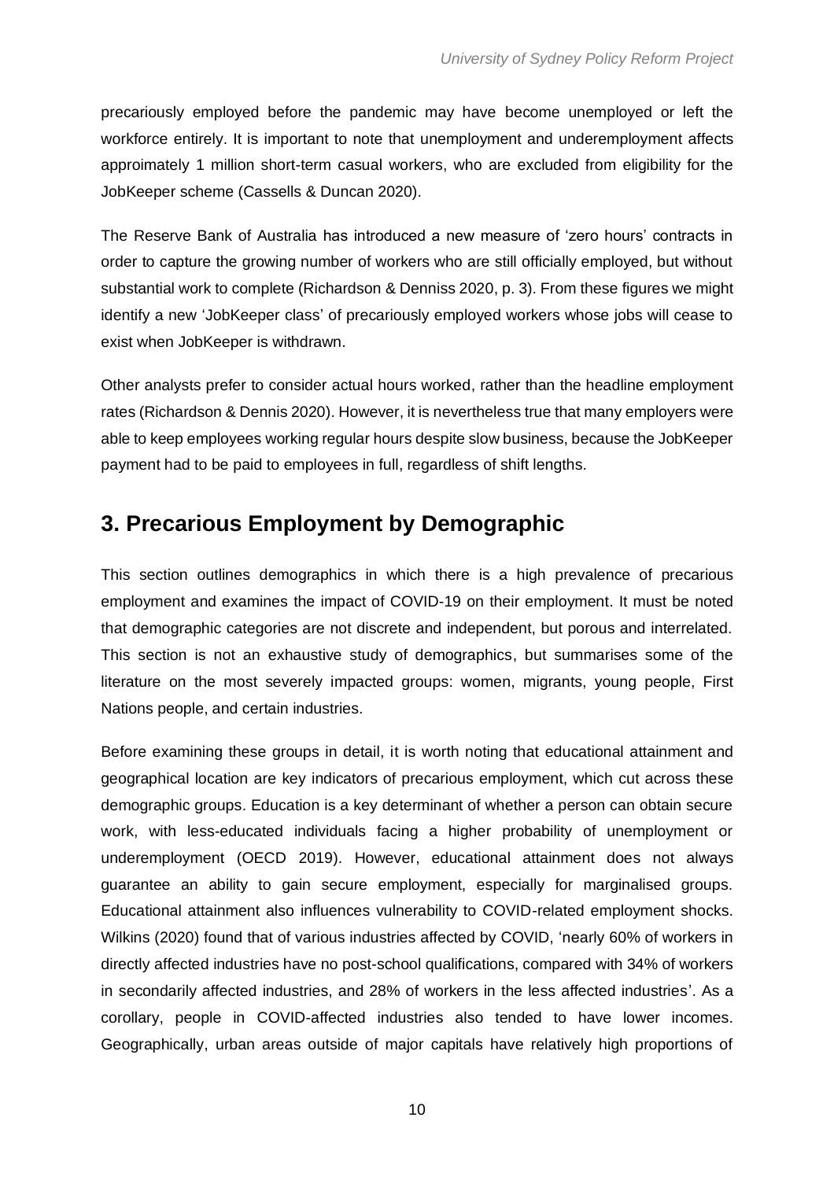precariously employed before the pandemic may have become unemployed or left the workforce entirely. It is important to note that unemployment and underemployment affects appoimately 1 million short-term casual workers, who are excluded from eligibility for the JobKeeper scheme (Cassells & Duncan 2020).

The Reserve Bank of Australia has introduced a new measure of 'zero hours' contracts in order to capture the growing number of workers who are still officially employed, but without substantial work to complete (Richardson & Denniss 2020, p. 3). From these figures we might identify a new 'JobKeeper class' of precariously employed workers whose jobs will cease to exist when JobKeeper is withdrawn.

Other analysts prefer to consider actual hours worked, rather than the headline employment rates (Richardson & Dennis 2020). However, it is nevertheless true that many employers were able to keep employees working regular hours despite slow business, because the JobKeeper payment had to be paid to employees in full, regardless of shift lengths.

## 3. Precarious Employment by Demographic

This section outlines demographics in which there is a high prevalence of precarious employment and examines the impact of COVID-19 on their employment. It must be noted that demographic categories are not discrete and independent, but porous and interrelated. This section is not an exhaustive study of demographics, but summarises some of the literature on the most severely impacted groups: women, migrants, young people, First Nations people, and certain industries.

Before examining these groups in detail, it is worth noting that educational attainment and geographical location are key indicators of precarious employment, which cut across these demographic groups. Education is a key determinant of whether a person can obtain secure work, with less-educated individuals facing a higher probability of unemployment or underemployment (OECD 2019). However, educational attainment does not always guarantee an ability to gain secure employment, especially for marginalised groups. Educational attainment also influences vulnerability to COVID-related employment shocks. Wilkins (2020) found that of various industries affected by COVID, 'nearly 60% of workers in directly affected industries have no post-school qualifications, compared with 34% of workers in secondarily affected industries, and 28% of workers in the less affected industries'. As a corollary, people in COVID-affected industries also tended to have lower incomes. Geographically, urban areas outside of major capitals have relatively high proportions of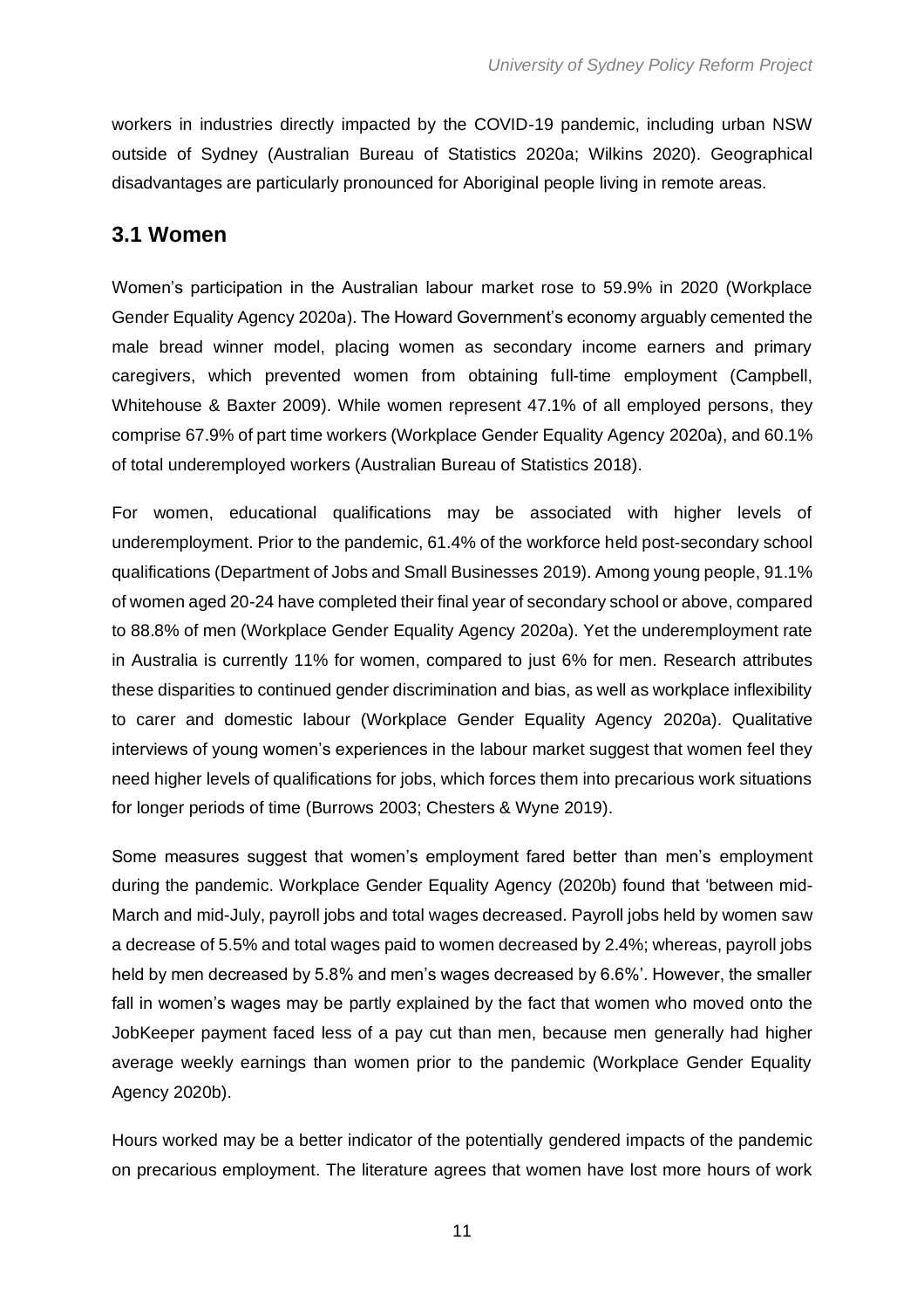workers in industries directly impacted by the COVID-19 pandemic, including urban NSW outside of Sydney (Australian Bureau of Statistics 2020a; Wilkins 2020). Geographical disadvantages are particularly pronounced for Aboriginal people living in remote areas.

## 3.1 Women

Women's participation in the Australian labour market rose to 59.9% in 2020 (Workplace Gender Equality Agency 2020a). The Howard Government's economy arguably cemented the male bread winner model, placing women as secondary income earners and primary caregivers, which prevented women from obtaining full-time employment (Campbell, Whitehouse & Baxter 2009). While women represent 47.1% of all employed persons, they comprise 67.9% of part time workers (Workplace Gender Equality Agency 2020a), and 60.1% of total underemployed workers (Australian Bureau of Statistics 2018).

For women, educational qualifications may be associated with higher levels of underemployment. Prior to the pandemic, 61.4% of the workforce held post-secondary school qualifications (Department of Jobs and Small Businesses 2019). Among young people, 91.1% of women aged 20-24 have completed their final year of secondary school or above, compared to 88.8% of men (Workplace Gender Equality Agency 2020a). Yet the underemployment rate in Australia is currently 11% for women, compared to just 6% for men. Research attributes these disparities to continued gender discrimination and bias, as well as workplace inflexibility to carer and domestic labour (Workplace Gender Equality Agency 2020a). Qualitative interviews of young women's experiences in the labour market suggest that women feel they need higher levels of qualifications for jobs, which forces them into precarious work situations for longer periods of time (Burrows 2003; Chesters & Wyne 2019).

Some measures suggest that women's employment fared better than men's employment during the pandemic. Workplace Gender Equality Agency (2020b) found that 'between mid-March and mid-July, payroll jobs and total wages decreased. Payroll jobs held by women saw a decrease of 5.5% and total wages paid to women decreased by 2.4%; whereas, payroll jobs held by men decreased by 5.8% and men's wages decreased by 6.6%'. However, the smaller fall in women's wages may be partly explained by the fact that women who moved onto the JobKeeper payment faced less of a pay cut than men, because men generally had higher average weekly earnings than women prior to the pandemic (Workplace Gender Equality Agency 2020b).

Hours worked may be a better indicator of the potentially gendered impacts of the pandemic on precarious employment. The literature agrees that women have lost more hours of work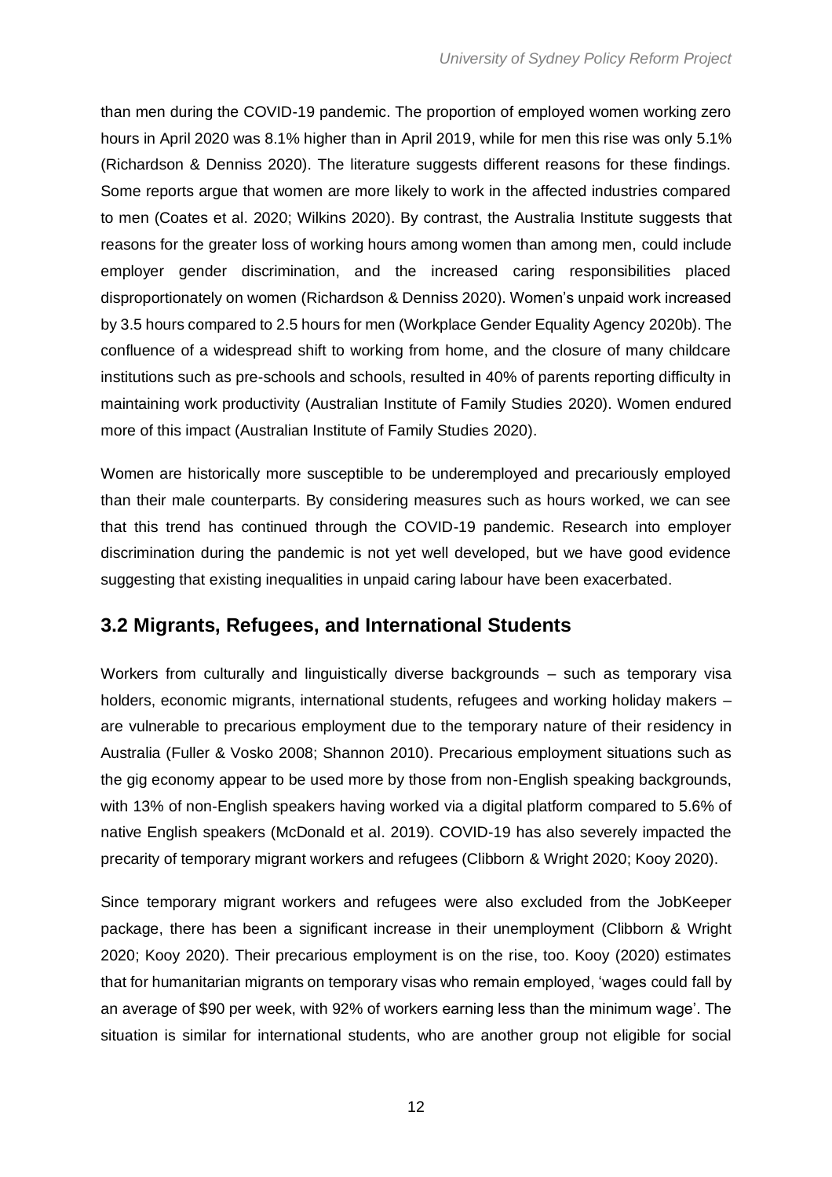than men during the COVID-19 pandemic. The proportion of employed women working zero hours in April 2020 was 8.1% higher than in April 2019, while for men this rise was only 5.1% (Richardson & Denniss 2020). The literature suggests different reasons for these findings. Some reports argue that women are more likely to work in the affected industries compared to men (Coates et al. 2020; Wilkins 2020). By contrast, the Australia Institute suggests that reasons for the greater loss of working hours among women than among men, could include employer gender discrimination, and the increased caring responsibilities placed disproportionately on women (Richardson & Denniss 2020). Women's unpaid work increased by 3.5 hours compared to 2.5 hours for men (Workplace Gender Equality Agency 2020b). The confluence of a widespread shift to working from home, and the closure of many childcare institutions such as pre-schools and schools, resulted in 40% of parents reporting difficulty in maintaining work productivity (Australian Institute of Family Studies 2020). Women endured more of this impact (Australian Institute of Family Studies 2020).

Women are historically more susceptible to be underemployed and precariously employed than their male counterparts. By considering measures such as hours worked, we can see that this trend has continued through the COVID-19 pandemic. Research into employer discrimination during the pandemic is not yet well developed, but we have good evidence suggesting that existing inequalities in unpaid caring labour have been exacerbated.

## 3.2 Migrants, Refugees, and International Students

Workers from culturally and linguistically diverse backgrounds – such as temporary visa holders, economic migrants, international students, refugees and working holiday makers – are vulnerable to precarious employment due to the temporary nature of their residency in Australia (Fuller & Vosko 2008; Shannon 2010). Precarious employment situations such as the gig economy appear to be used more by those from non-English speaking backgrounds, with 13% of non-English speakers having worked via a digital platform compared to 5.6% of native English speakers (McDonald et al. 2019). COVID-19 has also severely impacted the precarity of temporary migrant workers and refugees (Clibborn & Wright 2020; Kooy 2020).

Since temporary migrant workers and refugees were also excluded from the JobKeeper package, there has been a significant increase in their unemployment (Clibborn & Wright 2020; Kooy 2020). Their precarious employment is on the rise, too. Kooy (2020) estimates that for humanitarian migrants on temporary visas who remain employed, 'wages could fall by an average of $90 per week, with 92% of workers earning less than the minimum wage'. The situation is similar for international students, who are another group not eligible for social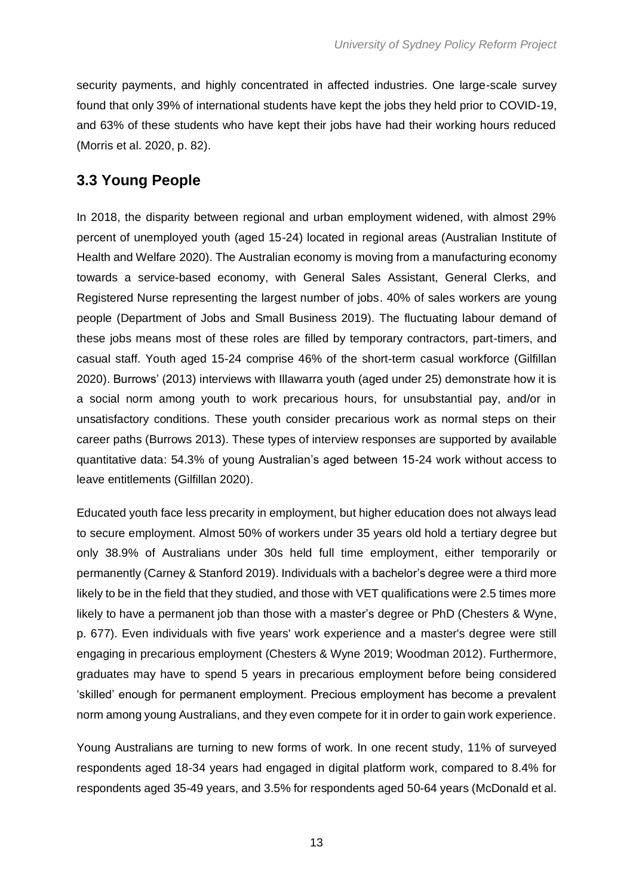security payments, and highly concentrated in affected industries. One large-scale survey found that only 39% of international students have kept the jobs they held prior to COVID-19, and 63% of these students who have kept their jobs have had their working hours reduced (Morris et al. 2020, p. 82).

## 3.3 Young People

In 2018, the disparity between regional and urban employment widened, with almost 29% percent of unemployed youth (aged 15-24) located in regional areas (Australian Institute of Health and Welfare 2020). The Australian economy is moving from a manufacturing economy towards a service-based economy, with General Sales Assistant, General Clerks, and Registered Nurse representing the largest number of jobs. 40% of sales workers are young people (Department of Jobs and Small Business 2019). The fluctuating labour demand of these jobs means most of these roles are filled by temporary contractors, part-timers, and casual staff. Youth aged 15-24 comprise 46% of the short-term casual workforce (Gilfillan 2020). Burrows' (2013) interviews with Illawarra youth (aged under 25) demonstrate how it is a social norm among youth to work precarious hours, for unsubstantial pay, and/or in unsatisfactory conditions. These youth consider precarious work as normal steps on their career paths (Burrows 2013). These types of interview responses are supported by available quantitative data: 54.3% of young Australian's aged between 15-24 work without access to leave entitlements (Gilfillan 2020).

Educated youth face less precarity in employment, but higher education does not always lead to secure employment. Almost 50% of workers under 35 years old hold a tertiary degree but only 38.9% of Australians under 30s held full time employment, either temporarily or permanently (Carney & Stanford 2019). Individuals with a bachelor's degree were a third more likely to be in the field that they studied, and those with VET qualifications were 2.5 times more likely to have a permanent job than those with a master's degree or PhD (Chesters & Wyne, p. 677). Even individuals with five years' work experience and a master's degree were still engaging in precarious employment (Chesters & Wyne 2019; Woodman 2012). Furthermore, graduates may have to spend 5 years in precarious employment before being considered 'skilled' enough for permanent employment. Precious employment has become a prevalent norm among young Australians, and they even compete for it in order to gain work experience.

Young Australians are turning to new forms of work. In one recent study, 11% of surveyed respondents aged 18-34 years had engaged in digital platform work, compared to 8.4% for respondents aged 35-49 years, and 3.5% for respondents aged 50-64 years (McDonald et al.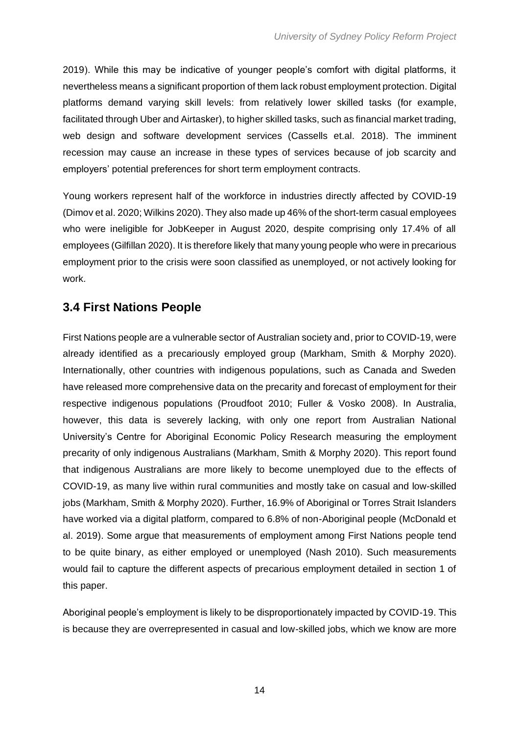2019). While this may be indicative of younger people's comfort with digital platforms, it nevertheless means a significant proportion of them lack robust employment protection. Digital platforms demand varying skill levels: from relatively lower skilled tasks (for example, facilitated through Uber and Airtasker), to higher skilled tasks, such as financial market trading, web design and software development services (Cassells et.al. 2018). The imminent recession may cause an increase in these types of services because of job scarcity and employers' potential preferences for short term employment contracts.

Young workers represent half of the workforce in industries directly affected by COVID-19 (Dimov et al. 2020; Wilkins 2020). They also made up 46% of the short-term casual employees who were ineligible for JobKeeper in August 2020, despite comprising only 17.4% of all employees (Gilfillan 2020). It is therefore likely that many young people who were in precarious employment prior to the crisis were soon classified as unemployed, or not actively looking for work.

## 3.4 First Nations People

First Nations people are a vulnerable sector of Australian society and, prior to COVID-19, were already identified as a precariously employed group (Markham, Smith & Morphy 2020). Internationally, other countries with indigenous populations, such as Canada and Sweden have released more comprehensive data on the precarity and forecast of employment for their respective indigenous populations (Proudfoot 2010; Fuller & Vosko 2008). In Australia, however, this data is severely lacking, with only one report from Australian National University's Centre for Aboriginal Economic Policy Research measuring the employment precarity of only indigenous Australians (Markham, Smith & Morphy 2020). This report found that indigenous Australians are more likely to become unemployed due to the effects of COVID-19, as many live within rural communities and mostly take on casual and low-skilled jobs (Markham, Smith & Morphy 2020). Further, 16.9% of Aboriginal or Torres Strait Islanders have worked via a digital platform, compared to 6.8% of non-Aboriginal people (McDonald et al. 2019). Some argue that measurements of employment among First Nations people tend to be quite binary, as either employed or unemployed (Nash 2010). Such measurements would fail to capture the different aspects of precarious employment detailed in section 1 of this paper.

Aboriginal people's employment is likely to be disproportionately impacted by COVID-19. This is because they are overrepresented in casual and low-skilled jobs, which we know are more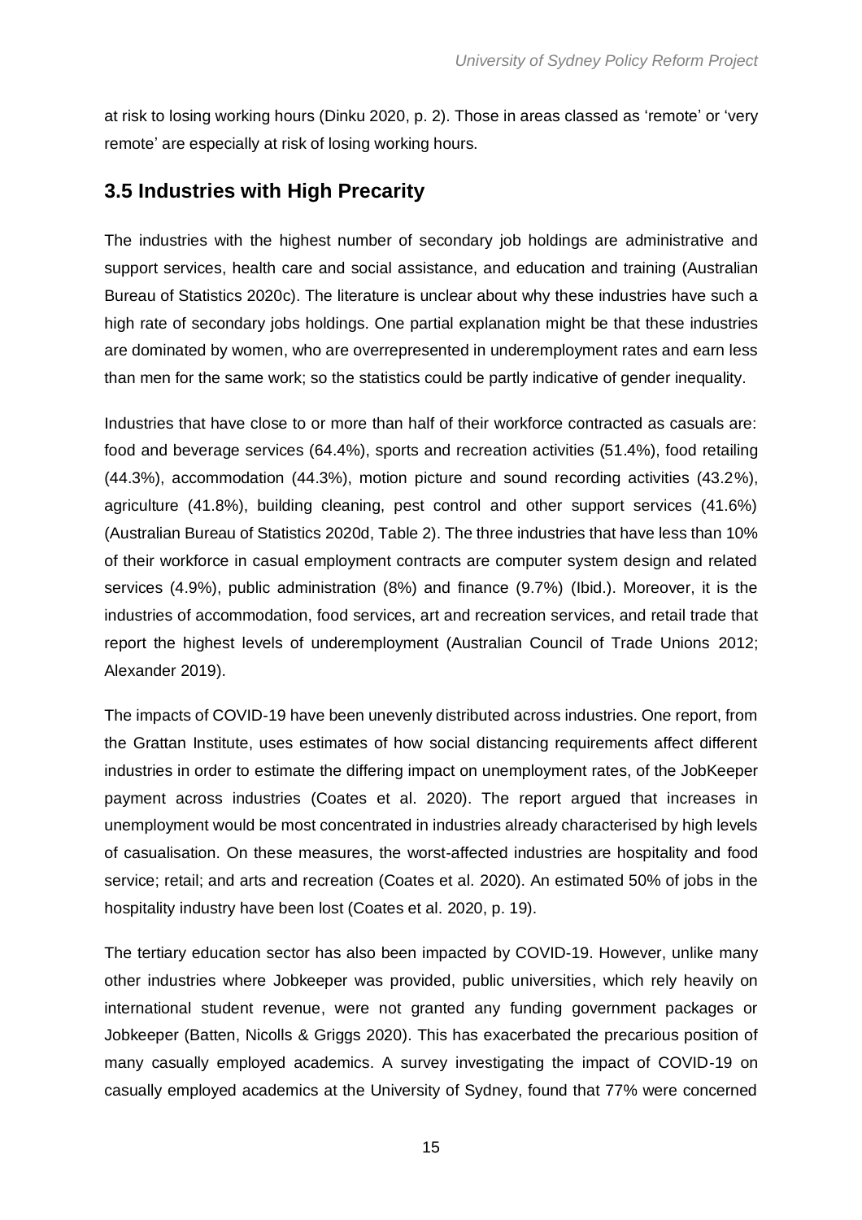at risk to losing working hours (Dinku 2020, p. 2). Those in areas classed as 'remote' or 'very remote' are especially at risk of losing working hours.

## 3.5 Industries with High Precarity

The industries with the highest number of secondary job holdings are administrative and support services, health care and social assistance, and education and training (Australian Bureau of Statistics 2020c). The literature is unclear about why these industries have such a high rate of secondary jobs holdings. One partial explanation might be that these industries are dominated by women, who are overrepresented in underemployment rates and earn less than men for the same work; so the statistics could be partly indicative of gender inequality.

Industries that have close to or more than half of their workforce contracted as casuals are: food and beverage services (64.4%), sports and recreation activities (51.4%), food retailing (44.3%), accommodation (44.3%), motion picture and sound recording activities (43.2%), agriculture (41.8%), building cleaning, pest control and other support services (41.6%) (Australian Bureau of Statistics 2020d, Table 2). The three industries that have less than 10% of their workforce in casual employment contracts are computer system design and related services (4.9%), public administration (8%) and finance (9.7%) (Ibid.). Moreover, it is the industries of accommodation, food services, art and recreation services, and retail trade that report the highest levels of underemployment (Australian Council of Trade Unions 2012; Alexander 2019).

The impacts of COVID-19 have been unevenly distributed across industries. One report, from the Grattan Institute, uses estimates of how social distancing requirements affect different industries in order to estimate the differing impact on unemployment rates, of the JobKeeper payment across industries (Coates et al. 2020). The report argued that increases in unemployment would be most concentrated in industries already characterised by high levels of casualisation. On these measures, the worst-affected industries are hospitality and food service; retail; and arts and recreation (Coates et al. 2020). An estimated 50% of jobs in the hospitality industry have been lost (Coates et al. 2020, p. 19).

The tertiary education sector has also been impacted by COVID-19. However, unlike many other industries where Jobkeeper was provided, public universities, which rely heavily on international student revenue, were not granted any funding government packages or Jobkeeper (Batten, Nicolls & Griggs 2020). This has exacerbated the precarious position of many casually employed academics. A survey investigating the impact of COVID-19 on casually employed academics at the University of Sydney, found that 77% were concerned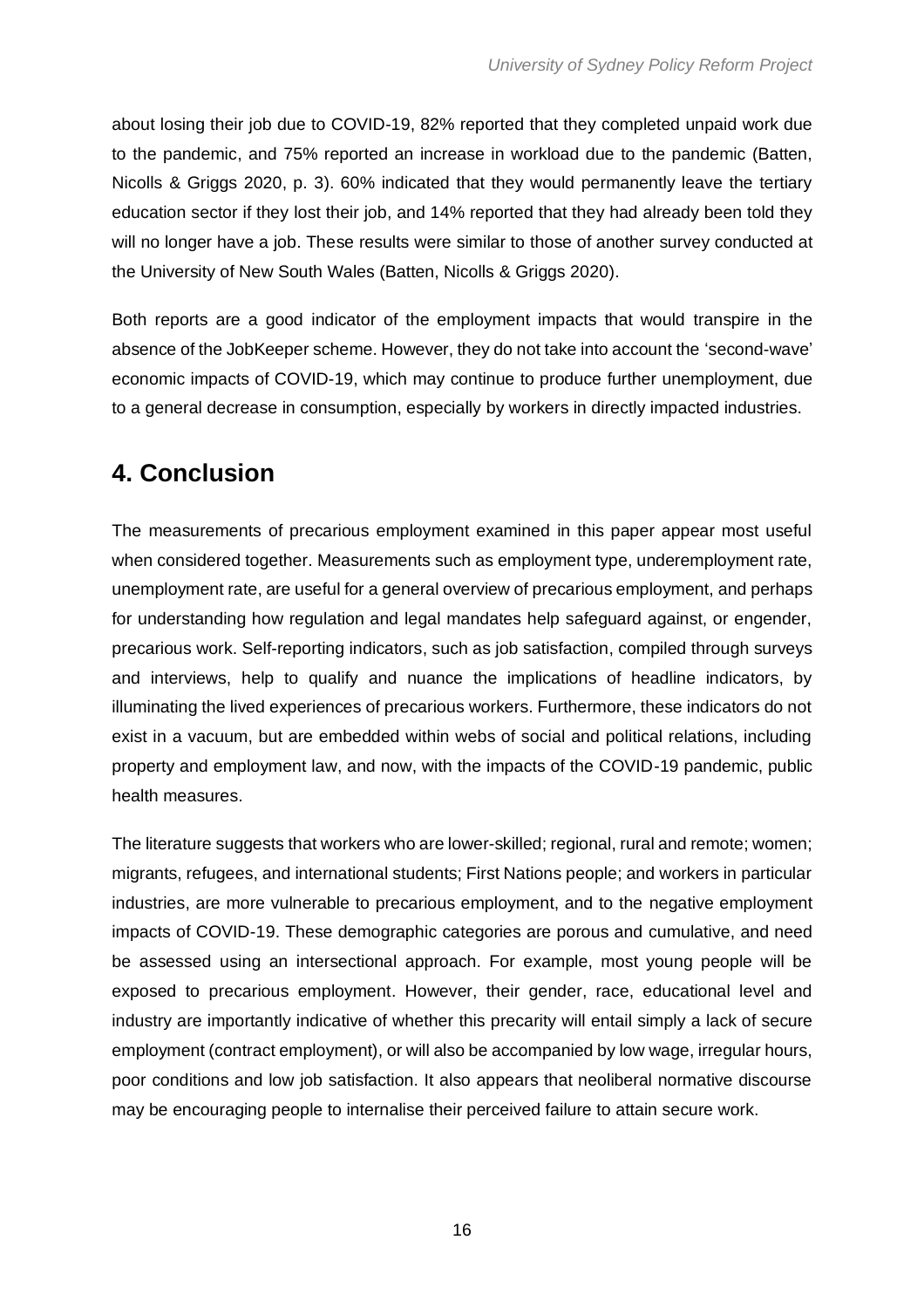about losing their job due to COVID-19, 82% reported that they completed unpaid work due to the pandemic, and 75% reported an increase in workload due to the pandemic (Batten, Nicolls & Griggs 2020, p. 3). 60% indicated that they would permanently leave the tertiary education sector if they lost their job, and 14% reported that they had already been told they will no longer have a job. These results were similar to those of another survey conducted at the University of New South Wales (Batten, Nicolls & Griggs 2020).

Both reports are a good indicator of the employment impacts that would transpire in the absence of the JobKeeper scheme. However, they do not take into account the 'second-wave' economic impacts of COVID-19, which may continue to produce further unemployment, due to a general decrease in consumption, especially by workers in directly impacted industries.

## 4. Conclusion

The measurements of precarious employment examined in this paper appear most useful when considered together. Measurements such as employment type, underemployment rate, unemployment rate, are useful for a general overview of precarious employment, and perhaps for understanding how regulation and legal mandates help safeguard against, or engender, precarious work. Self-reporting indicators, such as job satisfaction, compiled through surveys and interviews, help to qualify and nuance the implications of headline indicators, by illuminating the lived experiences of precarious workers. Furthermore, these indicators do not exist in a vacuum, but are embedded within webs of social and political relations, including property and employment law, and now, with the impacts of the COVID-19 pandemic, public health measures.

The literature suggests that workers who are lower-skilled; regional, rural and remote; women; migrants, refugees, and international students; First Nations people; and workers in particular industries, are more vulnerable to precarious employment, and to the negative employment impacts of COVID-19. These demographic categories are porous and cumulative, and need be assessed using an intersectional approach. For example, most young people will be exposed to precarious employment. However, their gender, race, educational level and industry are importantly indicative of whether this precarity will entail simply a lack of secure employment (contract employment), or will also be accompanied by low wage, irregular hours, poor conditions and low job satisfaction. It also appears that neoliberal normative discourse may be encouraging people to internalise their perceived failure to attain secure work.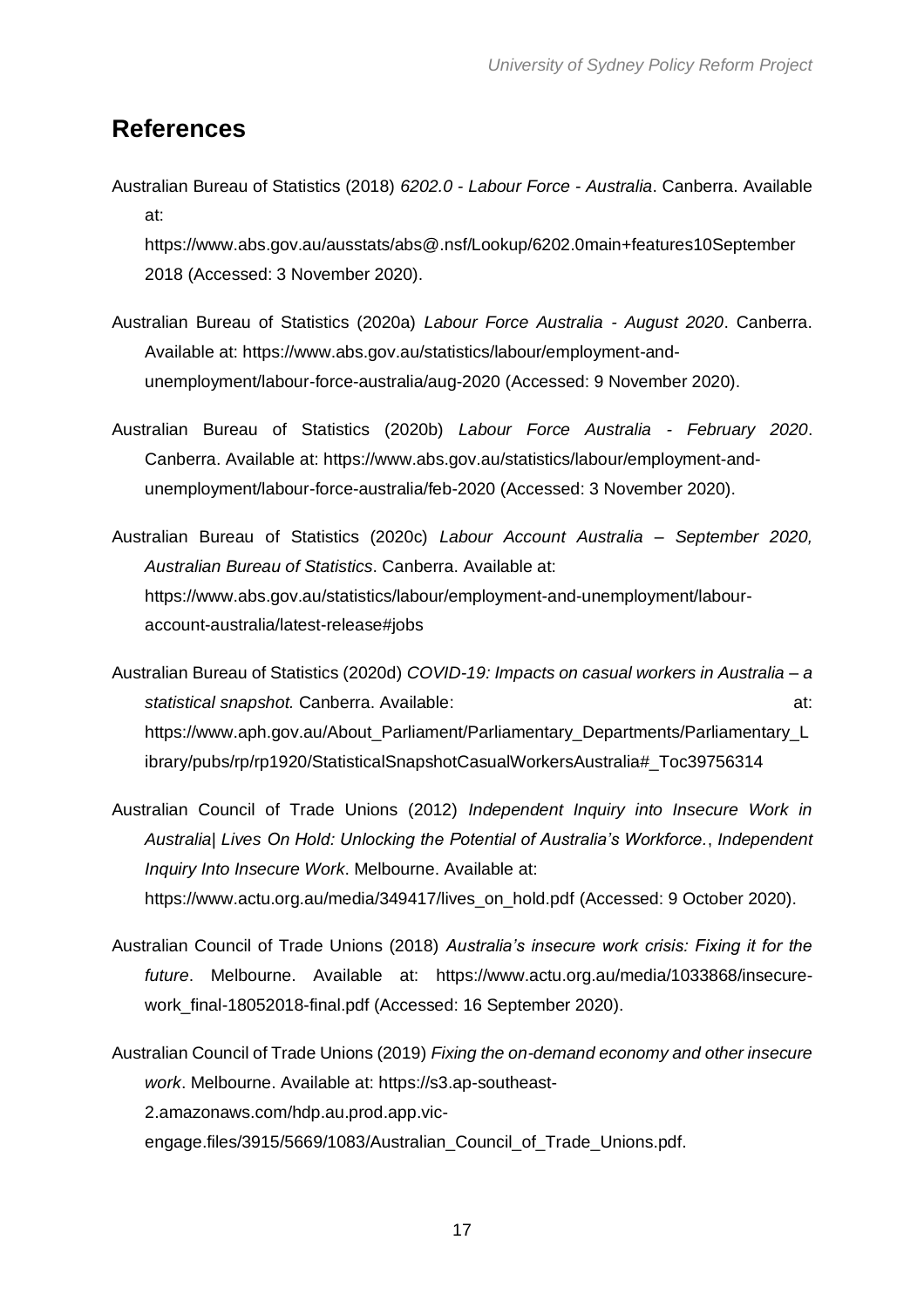## References

Australian Bureau of Statistics (2018) *6202.0 - Labour Force - Australia*. Canberra. Available at: https://www.abs.gov.au/ausstats/abs@.nsf/Lookup/6202.0main+features10September 2018 (Accessed: 3 November 2020).

Australian Bureau of Statistics (2020a) *Labour Force Australia - August 2020*. Canberra. Available at: https://www.abs.gov.au/statistics/labour/employment-and-unemployment/labour-force-australia/aug-2020 (Accessed: 9 November 2020).

Australian Bureau of Statistics (2020b) *Labour Force Australia - February 2020*. Canberra. Available at: https://www.abs.gov.au/statistics/labour/employment-and-unemployment/labour-force-australia/feb-2020 (Accessed: 3 November 2020).

Australian Bureau of Statistics (2020c) *Labour Account Australia – September 2020, Australian Bureau of Statistics*. Canberra. Available at: https://www.abs.gov.au/statistics/labour/employment-and-unemployment/labour-account-australia/latest-release#jobs

Australian Bureau of Statistics (2020d) *COVID-19: Impacts on casual workers in Australia – a statistical snapshot.* Canberra. Available: at: https://www.aph.gov.au/About_Parliament/Parliamentary_Departments/Parliamentary_Library/pubs/rp/rp1920/StatisticalSnapshotCasualWorkersAustralia#_Toc39756314

Australian Council of Trade Unions (2012) *Independent Inquiry into Insecure Work in Australia| Lives On Hold: Unlocking the Potential of Australia's Workforce.*, *Independent Inquiry Into Insecure Work*. Melbourne. Available at: https://www.actu.org.au/media/349417/lives_on_hold.pdf (Accessed: 9 October 2020).

Australian Council of Trade Unions (2018) *Australia's insecure work crisis: Fixing it for the future*. Melbourne. Available at: https://www.actu.org.au/media/1033868/insecure-work_final-18052018-final.pdf (Accessed: 16 September 2020).

Australian Council of Trade Unions (2019) *Fixing the on-demand economy and other insecure work*. Melbourne. Available at: https://s3.ap-southeast-2.amazonaws.com/hdp.au.prod.app.vic-engage.files/3915/5669/1083/Australian_Council_of_Trade_Unions.pdf.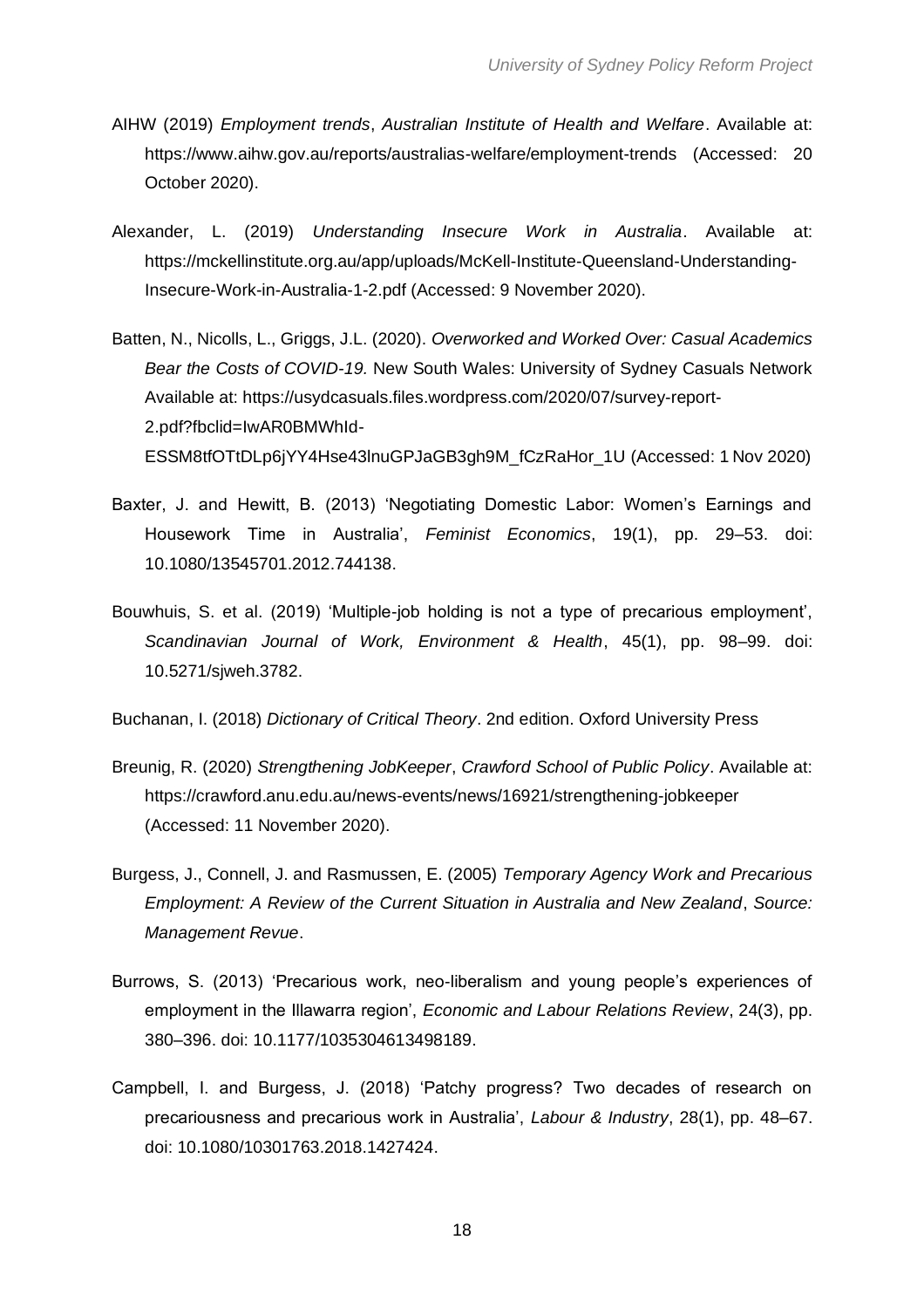AIHW (2019) *Employment trends*, *Australian Institute of Health and Welfare*. Available at: https://www.aihw.gov.au/reports/australias-welfare/employment-trends (Accessed: 20 October 2020).

Alexander, L. (2019) *Understanding Insecure Work in Australia*. Available at: https://mckellinstitute.org.au/app/uploads/McKell-Institute-Queensland-Understanding-Insecure-Work-in-Australia-1-2.pdf (Accessed: 9 November 2020).

Batten, N., Nicolls, L., Griggs, J.L. (2020). *Overworked and Worked Over: Casual Academics Bear the Costs of COVID-19.* New South Wales: University of Sydney Casuals Network Available at: https://usydcasuals.files.wordpress.com/2020/07/survey-report-2.pdf?fbclid=IwAR0BMWhId-ESSM8tfOTtDLp6jYY4Hse43lnuGPJaGB3gh9M_fCzRaHor_1U (Accessed: 1 Nov 2020)

Baxter, J. and Hewitt, B. (2013) 'Negotiating Domestic Labor: Women's Earnings and Housework Time in Australia', *Feminist Economics*, 19(1), pp. 29–53. doi: 10.1080/13545701.2012.744138.

Bouwhuis, S. et al. (2019) 'Multiple-job holding is not a type of precarious employment', *Scandinavian Journal of Work, Environment & Health*, 45(1), pp. 98–99. doi: 10.5271/sjweh.3782.

Buchanan, I. (2018) *Dictionary of Critical Theory*. 2nd edition. Oxford University Press

Breunig, R. (2020) *Strengthening JobKeeper*, *Crawford School of Public Policy*. Available at: https://crawford.anu.edu.au/news-events/news/16921/strengthening-jobkeeper (Accessed: 11 November 2020).

Burgess, J., Connell, J. and Rasmussen, E. (2005) *Temporary Agency Work and Precarious Employment: A Review of the Current Situation in Australia and New Zealand*, *Source: Management Revue*.

Burrows, S. (2013) 'Precarious work, neo-liberalism and young people's experiences of employment in the Illawarra region', *Economic and Labour Relations Review*, 24(3), pp. 380–396. doi: 10.1177/1035304613498189.

Campbell, I. and Burgess, J. (2018) 'Patchy progress? Two decades of research on precariousness and precarious work in Australia', *Labour & Industry*, 28(1), pp. 48–67. doi: 10.1080/10301763.2018.1427424.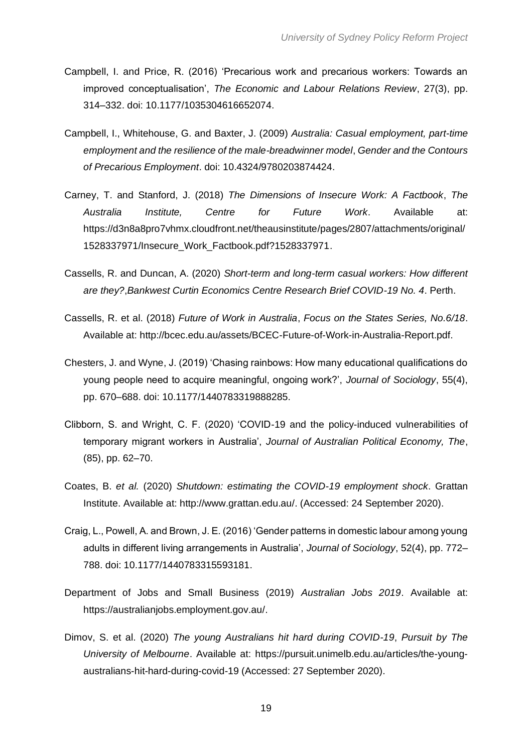Campbell, I. and Price, R. (2016) ‘Precarious work and precarious workers: Towards an improved conceptualisation’, *The Economic and Labour Relations Review*, 27(3), pp. 314–332. doi: 10.1177/1035304616652074.

Campbell, I., Whitehouse, G. and Baxter, J. (2009) *Australia: Casual employment, part-time employment and the resilience of the male-breadwinner model*, *Gender and the Contours of Precarious Employment*. doi: 10.4324/9780203874424.

Carney, T. and Stanford, J. (2018) *The Dimensions of Insecure Work: A Factbook*, *The Australia Institute, Centre for Future Work*. Available at: https://d3n8a8pro7vhmx.cloudfront.net/theausinstitute/pages/2807/attachments/original/1528337971/Insecure_Work_Factbook.pdf?1528337971.

Cassells, R. and Duncan, A. (2020) *Short-term and long-term casual workers: How different are they?*,*Bankwest Curtin Economics Centre Research Brief COVID-19 No. 4*. Perth.

Cassells, R. et al. (2018) *Future of Work in Australia*, *Focus on the States Series, No.6/18*. Available at: http://bcec.edu.au/assets/BCEC-Future-of-Work-in-Australia-Report.pdf.

Chesters, J. and Wyne, J. (2019) ‘Chasing rainbows: How many educational qualifications do young people need to acquire meaningful, ongoing work?’, *Journal of Sociology*, 55(4), pp. 670–688. doi: 10.1177/1440783319888285.

Clibborn, S. and Wright, C. F. (2020) ‘COVID-19 and the policy-induced vulnerabilities of temporary migrant workers in Australia’, *Journal of Australian Political Economy, The*, (85), pp. 62–70.

Coates, B. *et al.* (2020) *Shutdown: estimating the COVID-19 employment shock*. Grattan Institute. Available at: http://www.grattan.edu.au/. (Accessed: 24 September 2020).

Craig, L., Powell, A. and Brown, J. E. (2016) ‘Gender patterns in domestic labour among young adults in different living arrangements in Australia’, *Journal of Sociology*, 52(4), pp. 772–788. doi: 10.1177/1440783315593181.

Department of Jobs and Small Business (2019) *Australian Jobs 2019*. Available at: https://australianjobs.employment.gov.au/.

Dimov, S. et al. (2020) *The young Australians hit hard during COVID-19*, *Pursuit by The University of Melbourne*. Available at: https://pursuit.unimelb.edu.au/articles/the-young-australians-hit-hard-during-covid-19 (Accessed: 27 September 2020).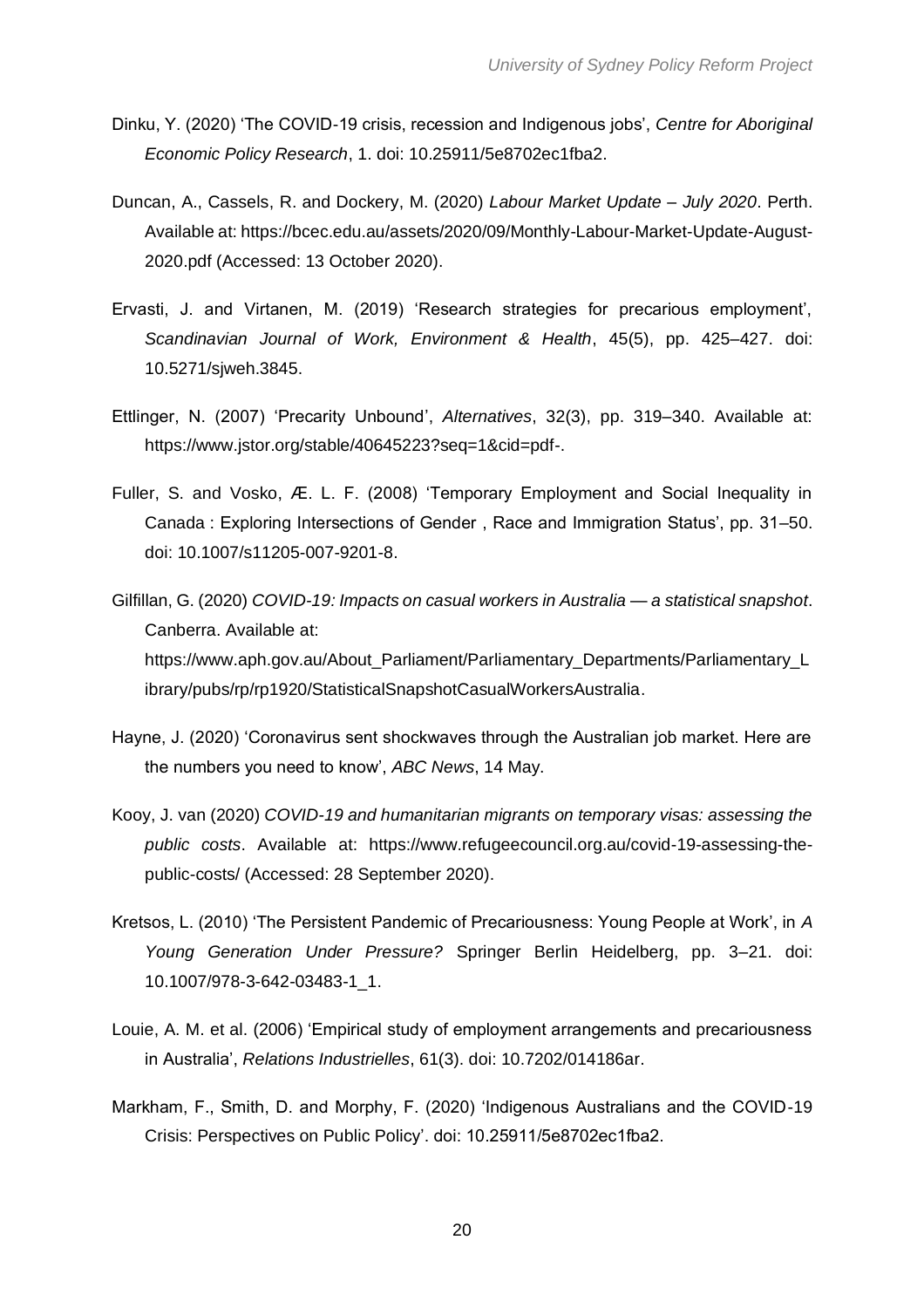Dinku, Y. (2020) 'The COVID-19 crisis, recession and Indigenous jobs', *Centre for Aboriginal Economic Policy Research*, 1. doi: 10.25911/5e8702ec1fba2.

Duncan, A., Cassels, R. and Dockery, M. (2020) *Labour Market Update – July 2020*. Perth. Available at: https://bcec.edu.au/assets/2020/09/Monthly-Labour-Market-Update-August-2020.pdf (Accessed: 13 October 2020).

Ervasti, J. and Virtanen, M. (2019) 'Research strategies for precarious employment', *Scandinavian Journal of Work, Environment & Health*, 45(5), pp. 425–427. doi: 10.5271/sjweh.3845.

Ettlinger, N. (2007) 'Precarity Unbound', *Alternatives*, 32(3), pp. 319–340. Available at: https://www.jstor.org/stable/40645223?seq=1&cid=pdf-.

Fuller, S. and Vosko, Æ. L. F. (2008) 'Temporary Employment and Social Inequality in Canada : Exploring Intersections of Gender , Race and Immigration Status', pp. 31–50. doi: 10.1007/s11205-007-9201-8.

Gilfillan, G. (2020) *COVID-19: Impacts on casual workers in Australia — a statistical snapshot*. Canberra. Available at: https://www.aph.gov.au/About_Parliament/Parliamentary_Departments/Parliamentary_Library/pubs/rp/rp1920/StatisticalSnapshotCasualWorkersAustralia.

Hayne, J. (2020) 'Coronavirus sent shockwaves through the Australian job market. Here are the numbers you need to know', *ABC News*, 14 May.

Kooy, J. van (2020) *COVID-19 and humanitarian migrants on temporary visas: assessing the public costs*. Available at: https://www.refugeecouncil.org.au/covid-19-assessing-the-public-costs/ (Accessed: 28 September 2020).

Kretsos, L. (2010) 'The Persistent Pandemic of Precariousness: Young People at Work', in *A Young Generation Under Pressure?* Springer Berlin Heidelberg, pp. 3–21. doi: 10.1007/978-3-642-03483-1_1.

Louie, A. M. et al. (2006) 'Empirical study of employment arrangements and precariousness in Australia', *Relations Industrielles*, 61(3). doi: 10.7202/014186ar.

Markham, F., Smith, D. and Morphy, F. (2020) 'Indigenous Australians and the COVID-19 Crisis: Perspectives on Public Policy'. doi: 10.25911/5e8702ec1fba2.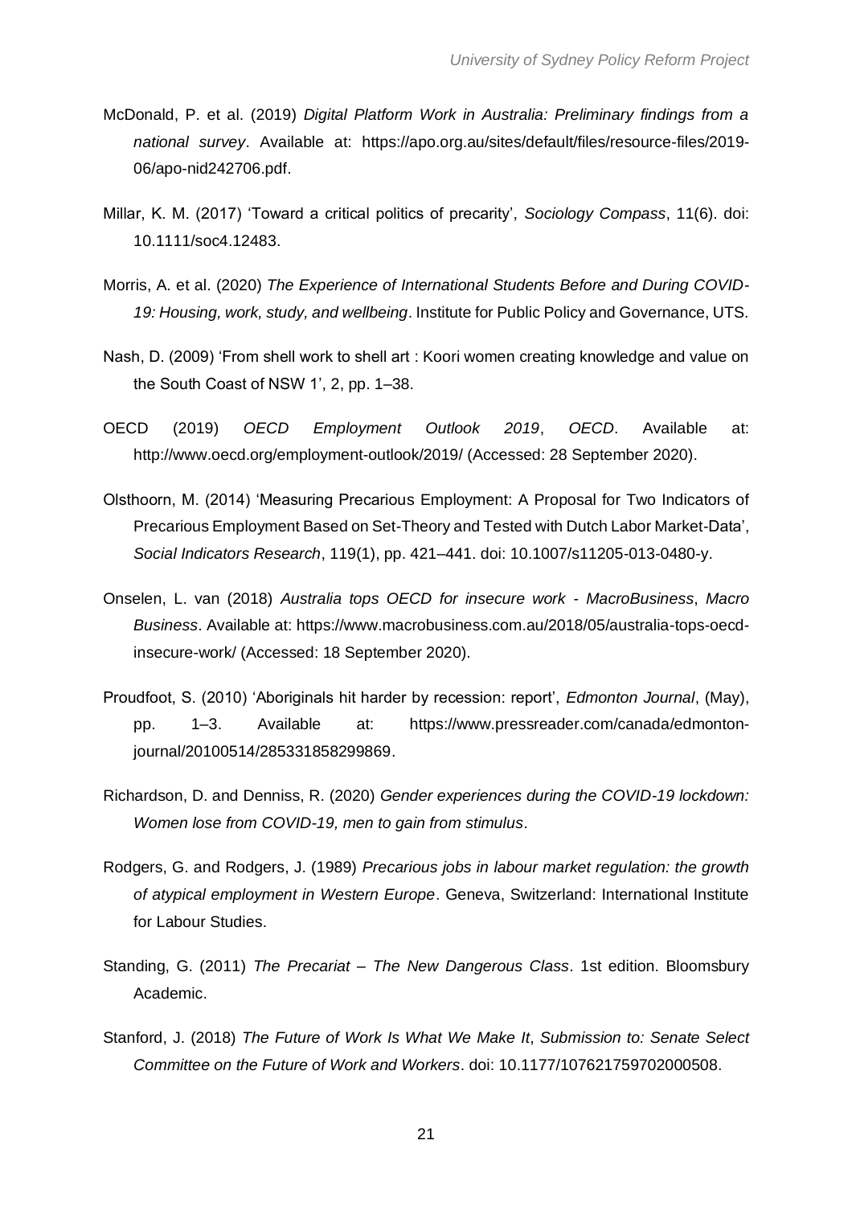McDonald, P. et al. (2019) *Digital Platform Work in Australia: Preliminary findings from a national survey*. Available at: https://apo.org.au/sites/default/files/resource-files/2019-06/apo-nid242706.pdf.

Millar, K. M. (2017) 'Toward a critical politics of precarity', *Sociology Compass*, 11(6). doi: 10.1111/soc4.12483.

Morris, A. et al. (2020) *The Experience of International Students Before and During COVID-19: Housing, work, study, and wellbeing*. Institute for Public Policy and Governance, UTS.

Nash, D. (2009) 'From shell work to shell art : Koori women creating knowledge and value on the South Coast of NSW 1', 2, pp. 1–38.

OECD (2019) *OECD Employment Outlook 2019*, *OECD*. Available at: http://www.oecd.org/employment-outlook/2019/ (Accessed: 28 September 2020).

Olsthoorn, M. (2014) 'Measuring Precarious Employment: A Proposal for Two Indicators of Precarious Employment Based on Set-Theory and Tested with Dutch Labor Market-Data', *Social Indicators Research*, 119(1), pp. 421–441. doi: 10.1007/s11205-013-0480-y.

Onselen, L. van (2018) *Australia tops OECD for insecure work - MacroBusiness*, *Macro Business*. Available at: https://www.macrobusiness.com.au/2018/05/australia-tops-oecd-insecure-work/ (Accessed: 18 September 2020).

Proudfoot, S. (2010) 'Aboriginals hit harder by recession: report', *Edmonton Journal*, (May), pp. 1–3. Available at: https://www.pressreader.com/canada/edmonton-journal/20100514/285331858299869.

Richardson, D. and Denniss, R. (2020) *Gender experiences during the COVID-19 lockdown: Women lose from COVID-19, men to gain from stimulus*.

Rodgers, G. and Rodgers, J. (1989) *Precarious jobs in labour market regulation: the growth of atypical employment in Western Europe*. Geneva, Switzerland: International Institute for Labour Studies.

Standing, G. (2011) *The Precariat – The New Dangerous Class*. 1st edition. Bloomsbury Academic.

Stanford, J. (2018) *The Future of Work Is What We Make It*, *Submission to: Senate Select Committee on the Future of Work and Workers*. doi: 10.1177/107621759702000508.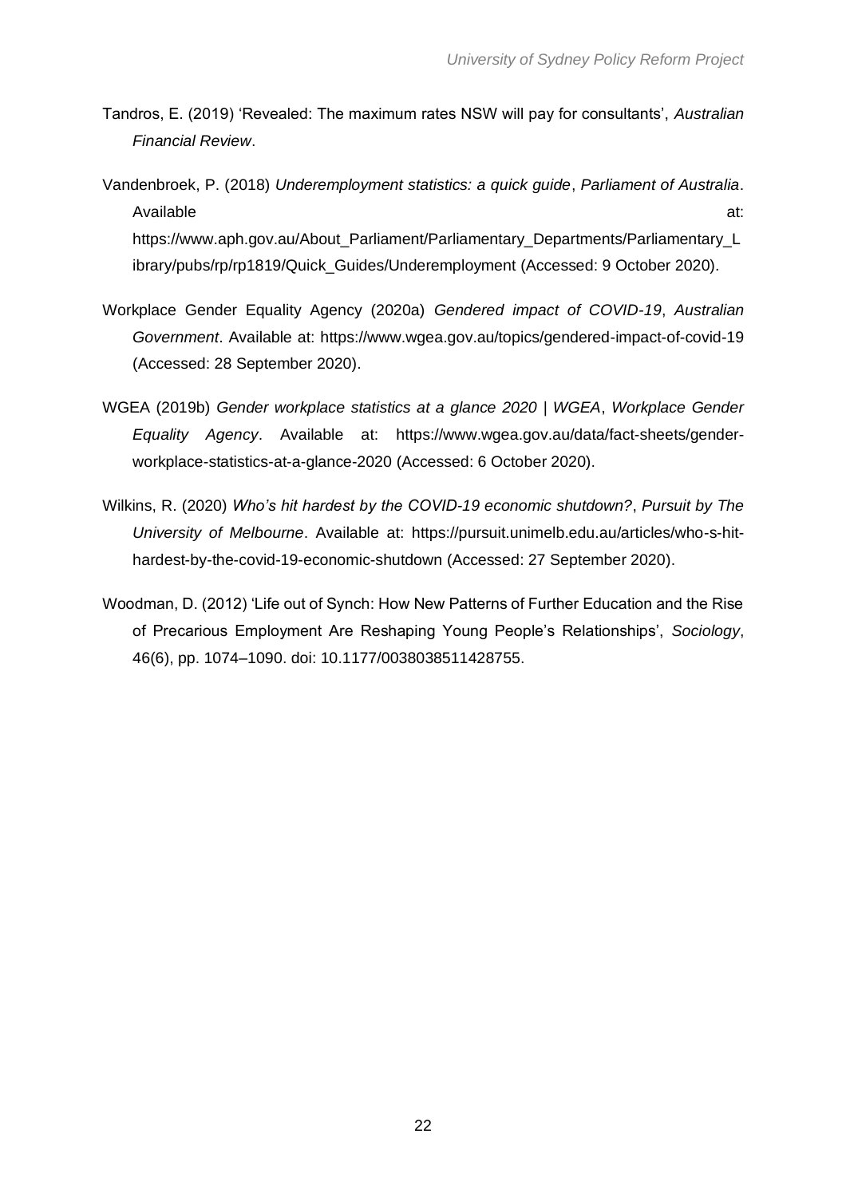Tandros, E. (2019) 'Revealed: The maximum rates NSW will pay for consultants', *Australian Financial Review*.

Vandenbroek, P. (2018) *Underemployment statistics: a quick guide*, *Parliament of Australia*. Available at: https://www.aph.gov.au/About_Parliament/Parliamentary_Departments/Parliamentary_Library/pubs/rp/rp1819/Quick_Guides/Underemployment (Accessed: 9 October 2020).

Workplace Gender Equality Agency (2020a) *Gendered impact of COVID-19*, *Australian Government*. Available at: https://www.wgea.gov.au/topics/gendered-impact-of-covid-19 (Accessed: 28 September 2020).

WGEA (2019b) *Gender workplace statistics at a glance 2020 | WGEA*, *Workplace Gender Equality Agency*. Available at: https://www.wgea.gov.au/data/fact-sheets/gender-workplace-statistics-at-a-glance-2020 (Accessed: 6 October 2020).

Wilkins, R. (2020) *Who's hit hardest by the COVID-19 economic shutdown?*, *Pursuit by The University of Melbourne*. Available at: https://pursuit.unimelb.edu.au/articles/who-s-hit-hardest-by-the-covid-19-economic-shutdown (Accessed: 27 September 2020).

Woodman, D. (2012) 'Life out of Synch: How New Patterns of Further Education and the Rise of Precarious Employment Are Reshaping Young People's Relationships', *Sociology*, 46(6), pp. 1074–1090. doi: 10.1177/0038038511428755.